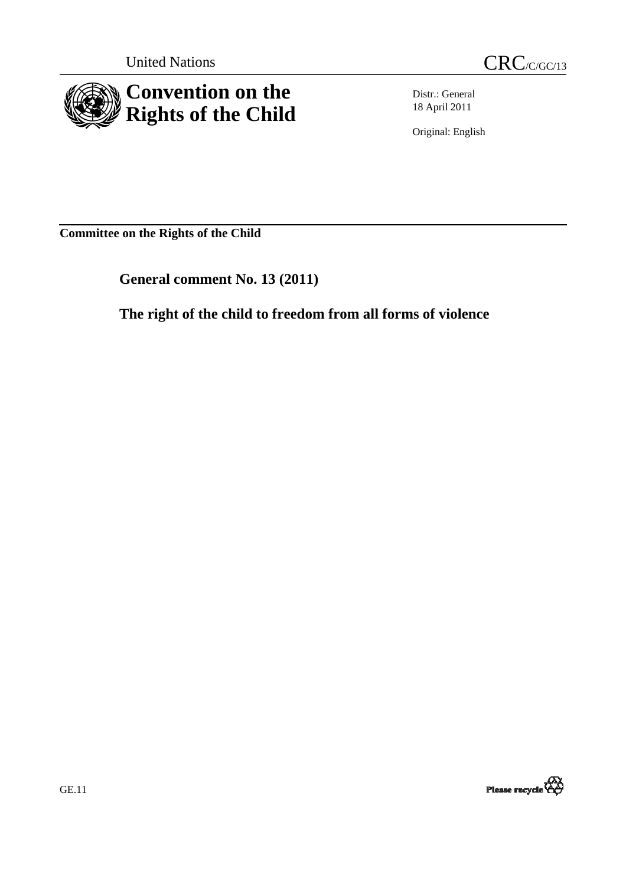United Nations

CRC/C/GC/13

# Convention on the Rights of the Child

Distr.: General
18 April 2011

Original: English

**Committee on the Rights of the Child**

## General comment No. 13 (2011)

## The right of the child to freedom from all forms of violence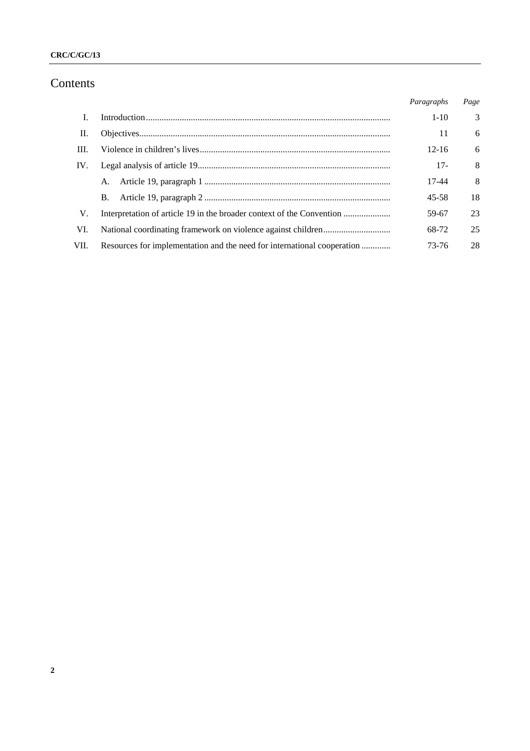# Contents

| | | *Paragraphs* | *Page* |
|---|---|---|---|
| I. | Introduction | 1-10 | 3 |
| II. | Objectives | 11 | 6 |
| III. | Violence in children's lives | 12-16 | 6 |
| IV. | Legal analysis of article 19 | 17- | 8 |
| | A. Article 19, paragraph 1 | 17-44 | 8 |
| | B. Article 19, paragraph 2 | 45-58 | 18 |
| V. | Interpretation of article 19 in the broader context of the Convention | 59-67 | 23 |
| VI. | National coordinating framework on violence against children | 68-72 | 25 |
| VII. | Resources for implementation and the need for international cooperation | 73-76 | 28 |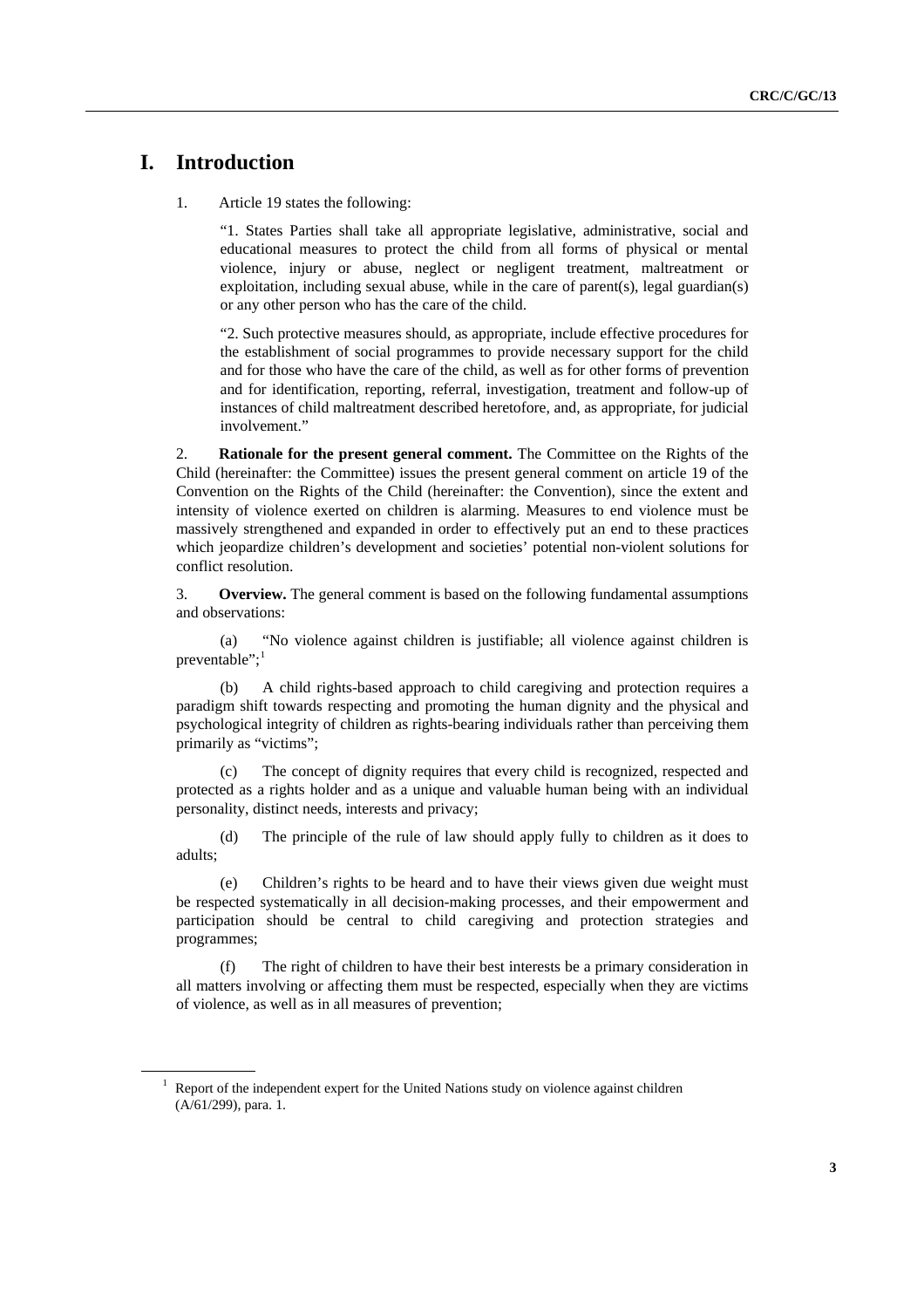# I. Introduction

1. Article 19 states the following:

> "1. States Parties shall take all appropriate legislative, administrative, social and educational measures to protect the child from all forms of physical or mental violence, injury or abuse, neglect or negligent treatment, maltreatment or exploitation, including sexual abuse, while in the care of parent(s), legal guardian(s) or any other person who has the care of the child.
>
> "2. Such protective measures should, as appropriate, include effective procedures for the establishment of social programmes to provide necessary support for the child and for those who have the care of the child, as well as for other forms of prevention and for identification, reporting, referral, investigation, treatment and follow-up of instances of child maltreatment described heretofore, and, as appropriate, for judicial involvement."

2. **Rationale for the present general comment.** The Committee on the Rights of the Child (hereinafter: the Committee) issues the present general comment on article 19 of the Convention on the Rights of the Child (hereinafter: the Convention), since the extent and intensity of violence exerted on children is alarming. Measures to end violence must be massively strengthened and expanded in order to effectively put an end to these practices which jeopardize children's development and societies' potential non-violent solutions for conflict resolution.

3. **Overview.** The general comment is based on the following fundamental assumptions and observations:

(a) "No violence against children is justifiable; all violence against children is preventable";[1]

(b) A child rights-based approach to child caregiving and protection requires a paradigm shift towards respecting and promoting the human dignity and the physical and psychological integrity of children as rights-bearing individuals rather than perceiving them primarily as "victims";

(c) The concept of dignity requires that every child is recognized, respected and protected as a rights holder and as a unique and valuable human being with an individual personality, distinct needs, interests and privacy;

(d) The principle of the rule of law should apply fully to children as it does to adults;

(e) Children's rights to be heard and to have their views given due weight must be respected systematically in all decision-making processes, and their empowerment and participation should be central to child caregiving and protection strategies and programmes;

(f) The right of children to have their best interests be a primary consideration in all matters involving or affecting them must be respected, especially when they are victims of violence, as well as in all measures of prevention;

---

[1] Report of the independent expert for the United Nations study on violence against children (A/61/299), para. 1.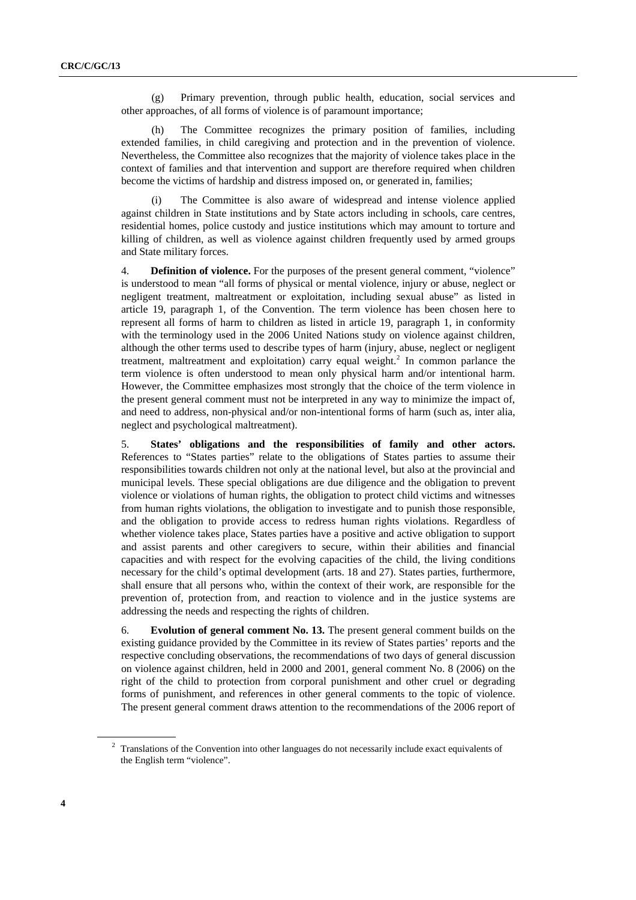(g) Primary prevention, through public health, education, social services and other approaches, of all forms of violence is of paramount importance;

(h) The Committee recognizes the primary position of families, including extended families, in child caregiving and protection and in the prevention of violence. Nevertheless, the Committee also recognizes that the majority of violence takes place in the context of families and that intervention and support are therefore required when children become the victims of hardship and distress imposed on, or generated in, families;

(i) The Committee is also aware of widespread and intense violence applied against children in State institutions and by State actors including in schools, care centres, residential homes, police custody and justice institutions which may amount to torture and killing of children, as well as violence against children frequently used by armed groups and State military forces.

4. **Definition of violence.** For the purposes of the present general comment, "violence" is understood to mean "all forms of physical or mental violence, injury or abuse, neglect or negligent treatment, maltreatment or exploitation, including sexual abuse" as listed in article 19, paragraph 1, of the Convention. The term violence has been chosen here to represent all forms of harm to children as listed in article 19, paragraph 1, in conformity with the terminology used in the 2006 United Nations study on violence against children, although the other terms used to describe types of harm (injury, abuse, neglect or negligent treatment, maltreatment and exploitation) carry equal weight.[2] In common parlance the term violence is often understood to mean only physical harm and/or intentional harm. However, the Committee emphasizes most strongly that the choice of the term violence in the present general comment must not be interpreted in any way to minimize the impact of, and need to address, non-physical and/or non-intentional forms of harm (such as, inter alia, neglect and psychological maltreatment).

5. **States' obligations and the responsibilities of family and other actors.** References to "States parties" relate to the obligations of States parties to assume their responsibilities towards children not only at the national level, but also at the provincial and municipal levels. These special obligations are due diligence and the obligation to prevent violence or violations of human rights, the obligation to protect child victims and witnesses from human rights violations, the obligation to investigate and to punish those responsible, and the obligation to provide access to redress human rights violations. Regardless of whether violence takes place, States parties have a positive and active obligation to support and assist parents and other caregivers to secure, within their abilities and financial capacities and with respect for the evolving capacities of the child, the living conditions necessary for the child's optimal development (arts. 18 and 27). States parties, furthermore, shall ensure that all persons who, within the context of their work, are responsible for the prevention of, protection from, and reaction to violence and in the justice systems are addressing the needs and respecting the rights of children.

6. **Evolution of general comment No. 13.** The present general comment builds on the existing guidance provided by the Committee in its review of States parties' reports and the respective concluding observations, the recommendations of two days of general discussion on violence against children, held in 2000 and 2001, general comment No. 8 (2006) on the right of the child to protection from corporal punishment and other cruel or degrading forms of punishment, and references in other general comments to the topic of violence. The present general comment draws attention to the recommendations of the 2006 report of

[2] Translations of the Convention into other languages do not necessarily include exact equivalents of the English term "violence".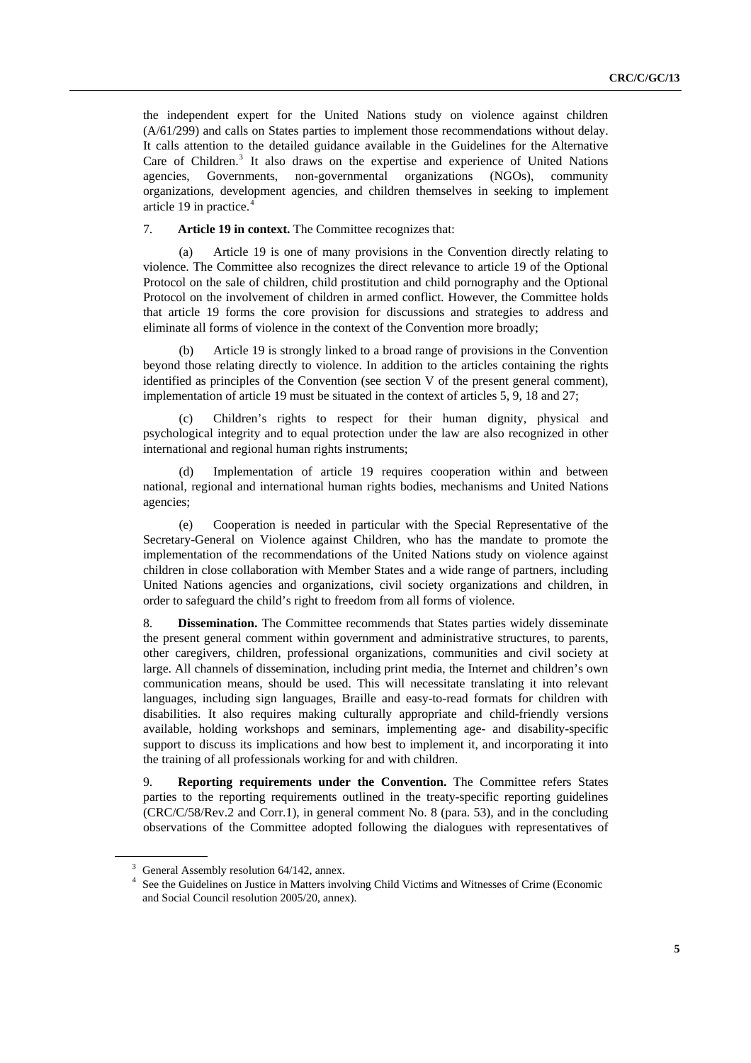the independent expert for the United Nations study on violence against children (A/61/299) and calls on States parties to implement those recommendations without delay. It calls attention to the detailed guidance available in the Guidelines for the Alternative Care of Children.[3] It also draws on the expertise and experience of United Nations agencies, Governments, non-governmental organizations (NGOs), community organizations, development agencies, and children themselves in seeking to implement article 19 in practice.[4]

7. **Article 19 in context.** The Committee recognizes that:

(a) Article 19 is one of many provisions in the Convention directly relating to violence. The Committee also recognizes the direct relevance to article 19 of the Optional Protocol on the sale of children, child prostitution and child pornography and the Optional Protocol on the involvement of children in armed conflict. However, the Committee holds that article 19 forms the core provision for discussions and strategies to address and eliminate all forms of violence in the context of the Convention more broadly;

(b) Article 19 is strongly linked to a broad range of provisions in the Convention beyond those relating directly to violence. In addition to the articles containing the rights identified as principles of the Convention (see section V of the present general comment), implementation of article 19 must be situated in the context of articles 5, 9, 18 and 27;

(c) Children's rights to respect for their human dignity, physical and psychological integrity and to equal protection under the law are also recognized in other international and regional human rights instruments;

(d) Implementation of article 19 requires cooperation within and between national, regional and international human rights bodies, mechanisms and United Nations agencies;

(e) Cooperation is needed in particular with the Special Representative of the Secretary-General on Violence against Children, who has the mandate to promote the implementation of the recommendations of the United Nations study on violence against children in close collaboration with Member States and a wide range of partners, including United Nations agencies and organizations, civil society organizations and children, in order to safeguard the child's right to freedom from all forms of violence.

8. **Dissemination.** The Committee recommends that States parties widely disseminate the present general comment within government and administrative structures, to parents, other caregivers, children, professional organizations, communities and civil society at large. All channels of dissemination, including print media, the Internet and children's own communication means, should be used. This will necessitate translating it into relevant languages, including sign languages, Braille and easy-to-read formats for children with disabilities. It also requires making culturally appropriate and child-friendly versions available, holding workshops and seminars, implementing age- and disability-specific support to discuss its implications and how best to implement it, and incorporating it into the training of all professionals working for and with children.

9. **Reporting requirements under the Convention.** The Committee refers States parties to the reporting requirements outlined in the treaty-specific reporting guidelines (CRC/C/58/Rev.2 and Corr.1), in general comment No. 8 (para. 53), and in the concluding observations of the Committee adopted following the dialogues with representatives of

---

[3] General Assembly resolution 64/142, annex.

[4] See the Guidelines on Justice in Matters involving Child Victims and Witnesses of Crime (Economic and Social Council resolution 2005/20, annex).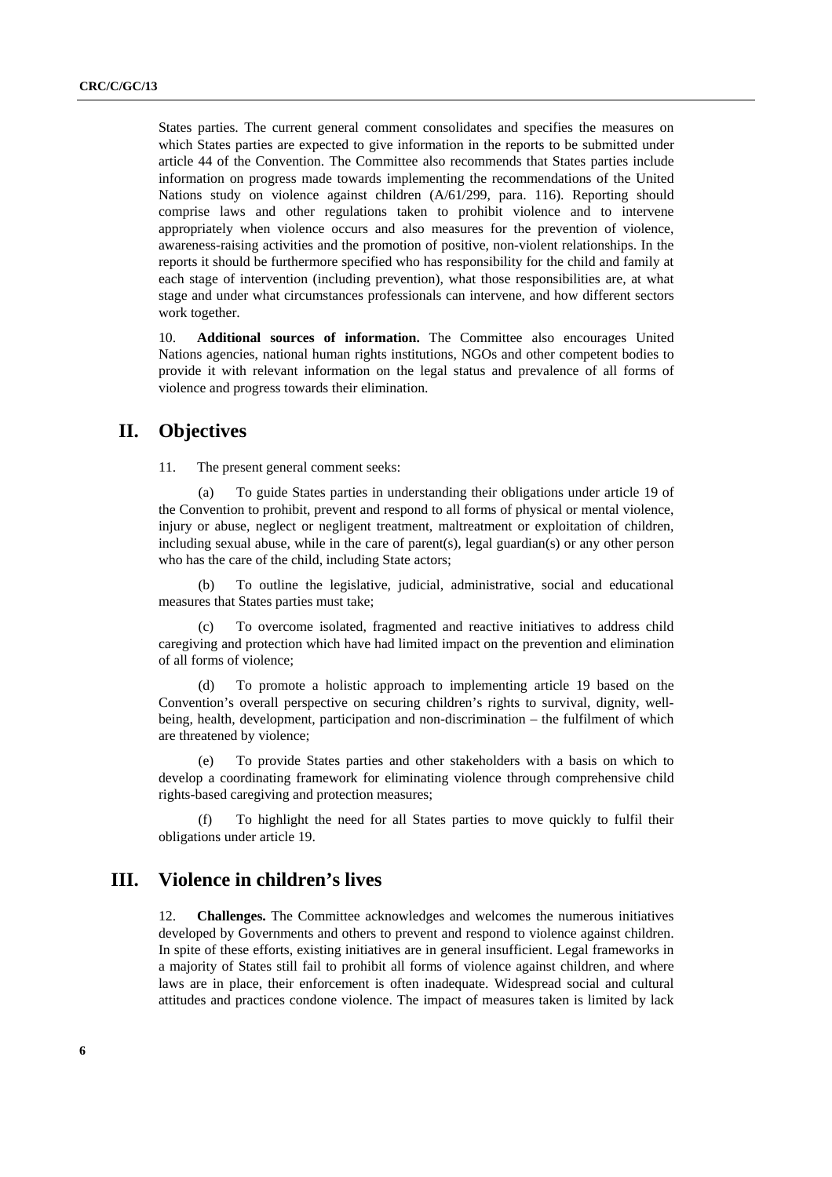States parties. The current general comment consolidates and specifies the measures on which States parties are expected to give information in the reports to be submitted under article 44 of the Convention. The Committee also recommends that States parties include information on progress made towards implementing the recommendations of the United Nations study on violence against children (A/61/299, para. 116). Reporting should comprise laws and other regulations taken to prohibit violence and to intervene appropriately when violence occurs and also measures for the prevention of violence, awareness-raising activities and the promotion of positive, non-violent relationships. In the reports it should be furthermore specified who has responsibility for the child and family at each stage of intervention (including prevention), what those responsibilities are, at what stage and under what circumstances professionals can intervene, and how different sectors work together.

10. **Additional sources of information.** The Committee also encourages United Nations agencies, national human rights institutions, NGOs and other competent bodies to provide it with relevant information on the legal status and prevalence of all forms of violence and progress towards their elimination.

## II. Objectives

11. The present general comment seeks:

(a) To guide States parties in understanding their obligations under article 19 of the Convention to prohibit, prevent and respond to all forms of physical or mental violence, injury or abuse, neglect or negligent treatment, maltreatment or exploitation of children, including sexual abuse, while in the care of parent(s), legal guardian(s) or any other person who has the care of the child, including State actors;

(b) To outline the legislative, judicial, administrative, social and educational measures that States parties must take;

(c) To overcome isolated, fragmented and reactive initiatives to address child caregiving and protection which have had limited impact on the prevention and elimination of all forms of violence;

(d) To promote a holistic approach to implementing article 19 based on the Convention's overall perspective on securing children's rights to survival, dignity, well-being, health, development, participation and non-discrimination – the fulfilment of which are threatened by violence;

(e) To provide States parties and other stakeholders with a basis on which to develop a coordinating framework for eliminating violence through comprehensive child rights-based caregiving and protection measures;

(f) To highlight the need for all States parties to move quickly to fulfil their obligations under article 19.

## III. Violence in children's lives

12. **Challenges.** The Committee acknowledges and welcomes the numerous initiatives developed by Governments and others to prevent and respond to violence against children. In spite of these efforts, existing initiatives are in general insufficient. Legal frameworks in a majority of States still fail to prohibit all forms of violence against children, and where laws are in place, their enforcement is often inadequate. Widespread social and cultural attitudes and practices condone violence. The impact of measures taken is limited by lack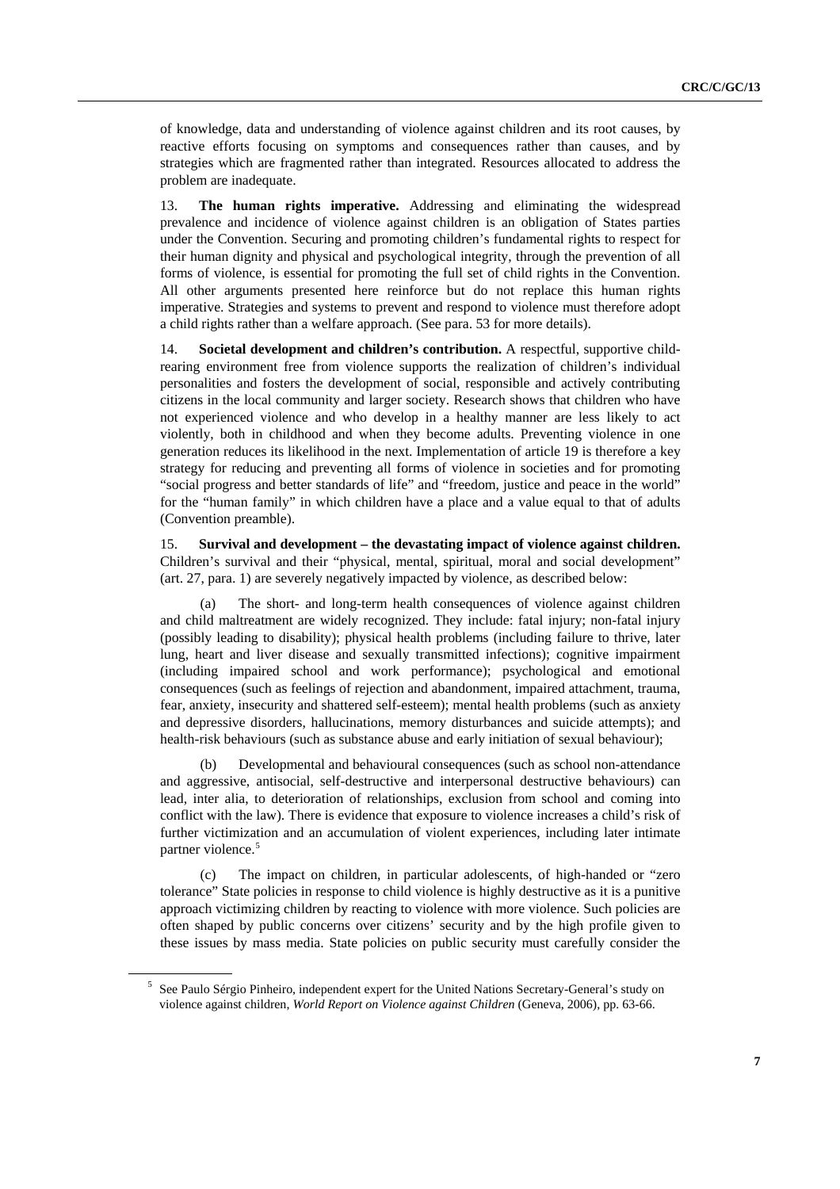of knowledge, data and understanding of violence against children and its root causes, by reactive efforts focusing on symptoms and consequences rather than causes, and by strategies which are fragmented rather than integrated. Resources allocated to address the problem are inadequate.

13. **The human rights imperative.** Addressing and eliminating the widespread prevalence and incidence of violence against children is an obligation of States parties under the Convention. Securing and promoting children's fundamental rights to respect for their human dignity and physical and psychological integrity, through the prevention of all forms of violence, is essential for promoting the full set of child rights in the Convention. All other arguments presented here reinforce but do not replace this human rights imperative. Strategies and systems to prevent and respond to violence must therefore adopt a child rights rather than a welfare approach. (See para. 53 for more details).

14. **Societal development and children's contribution.** A respectful, supportive child-rearing environment free from violence supports the realization of children's individual personalities and fosters the development of social, responsible and actively contributing citizens in the local community and larger society. Research shows that children who have not experienced violence and who develop in a healthy manner are less likely to act violently, both in childhood and when they become adults. Preventing violence in one generation reduces its likelihood in the next. Implementation of article 19 is therefore a key strategy for reducing and preventing all forms of violence in societies and for promoting "social progress and better standards of life" and "freedom, justice and peace in the world" for the "human family" in which children have a place and a value equal to that of adults (Convention preamble).

15. **Survival and development – the devastating impact of violence against children.** Children's survival and their "physical, mental, spiritual, moral and social development" (art. 27, para. 1) are severely negatively impacted by violence, as described below:

(a) The short- and long-term health consequences of violence against children and child maltreatment are widely recognized. They include: fatal injury; non-fatal injury (possibly leading to disability); physical health problems (including failure to thrive, later lung, heart and liver disease and sexually transmitted infections); cognitive impairment (including impaired school and work performance); psychological and emotional consequences (such as feelings of rejection and abandonment, impaired attachment, trauma, fear, anxiety, insecurity and shattered self-esteem); mental health problems (such as anxiety and depressive disorders, hallucinations, memory disturbances and suicide attempts); and health-risk behaviours (such as substance abuse and early initiation of sexual behaviour);

(b) Developmental and behavioural consequences (such as school non-attendance and aggressive, antisocial, self-destructive and interpersonal destructive behaviours) can lead, inter alia, to deterioration of relationships, exclusion from school and coming into conflict with the law). There is evidence that exposure to violence increases a child's risk of further victimization and an accumulation of violent experiences, including later intimate partner violence.[5]

(c) The impact on children, in particular adolescents, of high-handed or "zero tolerance" State policies in response to child violence is highly destructive as it is a punitive approach victimizing children by reacting to violence with more violence. Such policies are often shaped by public concerns over citizens' security and by the high profile given to these issues by mass media. State policies on public security must carefully consider the

---

[5] See Paulo Sérgio Pinheiro, independent expert for the United Nations Secretary-General's study on violence against children, *World Report on Violence against Children* (Geneva, 2006), pp. 63-66.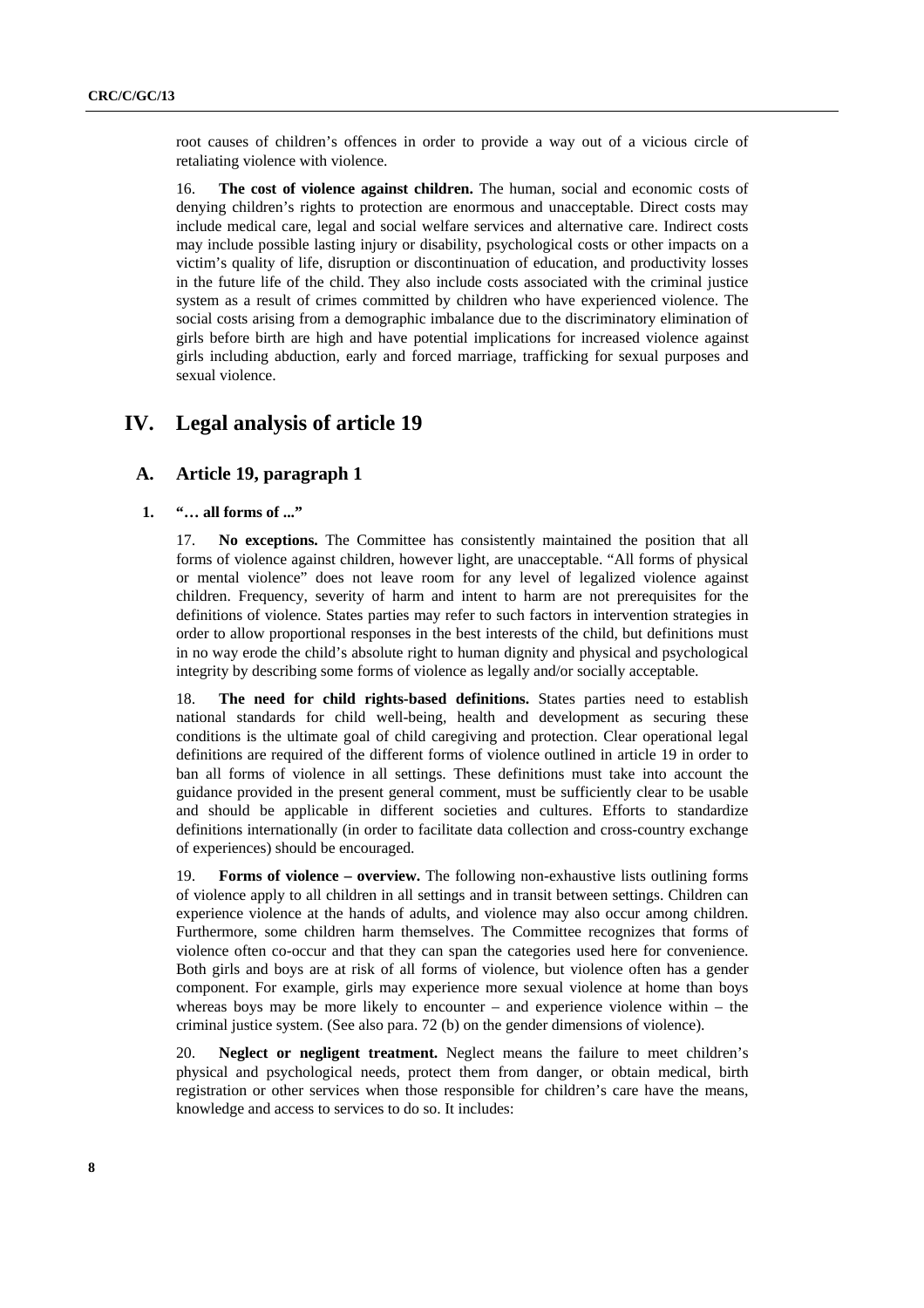root causes of children's offences in order to provide a way out of a vicious circle of retaliating violence with violence.

16. **The cost of violence against children.** The human, social and economic costs of denying children's rights to protection are enormous and unacceptable. Direct costs may include medical care, legal and social welfare services and alternative care. Indirect costs may include possible lasting injury or disability, psychological costs or other impacts on a victim's quality of life, disruption or discontinuation of education, and productivity losses in the future life of the child. They also include costs associated with the criminal justice system as a result of crimes committed by children who have experienced violence. The social costs arising from a demographic imbalance due to the discriminatory elimination of girls before birth are high and have potential implications for increased violence against girls including abduction, early and forced marriage, trafficking for sexual purposes and sexual violence.

# IV. Legal analysis of article 19

## A. Article 19, paragraph 1

### 1. "… all forms of ..."

17. **No exceptions.** The Committee has consistently maintained the position that all forms of violence against children, however light, are unacceptable. "All forms of physical or mental violence" does not leave room for any level of legalized violence against children. Frequency, severity of harm and intent to harm are not prerequisites for the definitions of violence. States parties may refer to such factors in intervention strategies in order to allow proportional responses in the best interests of the child, but definitions must in no way erode the child's absolute right to human dignity and physical and psychological integrity by describing some forms of violence as legally and/or socially acceptable.

18. **The need for child rights-based definitions.** States parties need to establish national standards for child well-being, health and development as securing these conditions is the ultimate goal of child caregiving and protection. Clear operational legal definitions are required of the different forms of violence outlined in article 19 in order to ban all forms of violence in all settings. These definitions must take into account the guidance provided in the present general comment, must be sufficiently clear to be usable and should be applicable in different societies and cultures. Efforts to standardize definitions internationally (in order to facilitate data collection and cross-country exchange of experiences) should be encouraged.

19. **Forms of violence – overview.** The following non-exhaustive lists outlining forms of violence apply to all children in all settings and in transit between settings. Children can experience violence at the hands of adults, and violence may also occur among children. Furthermore, some children harm themselves. The Committee recognizes that forms of violence often co-occur and that they can span the categories used here for convenience. Both girls and boys are at risk of all forms of violence, but violence often has a gender component. For example, girls may experience more sexual violence at home than boys whereas boys may be more likely to encounter – and experience violence within – the criminal justice system. (See also para. 72 (b) on the gender dimensions of violence).

20. **Neglect or negligent treatment.** Neglect means the failure to meet children's physical and psychological needs, protect them from danger, or obtain medical, birth registration or other services when those responsible for children's care have the means, knowledge and access to services to do so. It includes: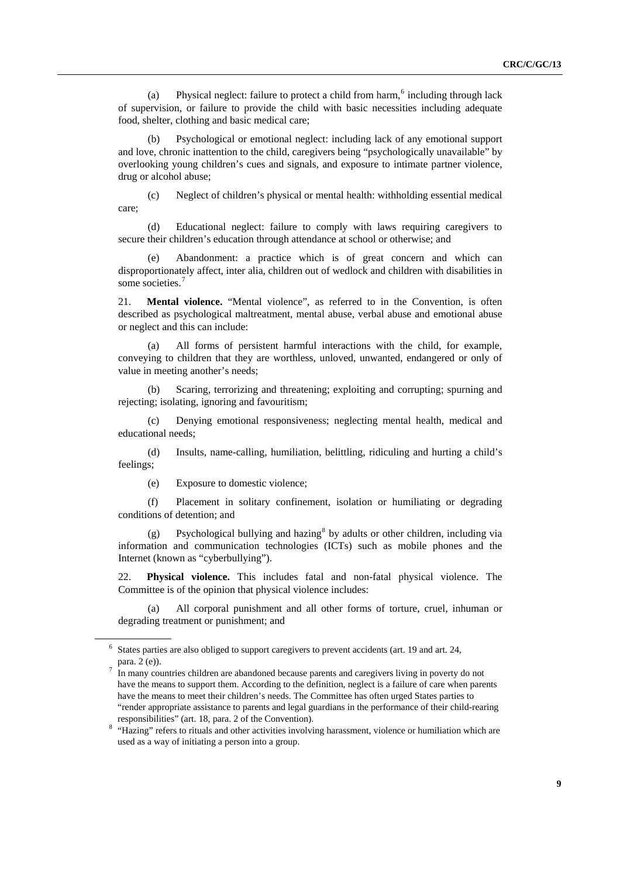(a) Physical neglect: failure to protect a child from harm,[6] including through lack of supervision, or failure to provide the child with basic necessities including adequate food, shelter, clothing and basic medical care;

(b) Psychological or emotional neglect: including lack of any emotional support and love, chronic inattention to the child, caregivers being "psychologically unavailable" by overlooking young children's cues and signals, and exposure to intimate partner violence, drug or alcohol abuse;

(c) Neglect of children's physical or mental health: withholding essential medical care;

(d) Educational neglect: failure to comply with laws requiring caregivers to secure their children's education through attendance at school or otherwise; and

(e) Abandonment: a practice which is of great concern and which can disproportionately affect, inter alia, children out of wedlock and children with disabilities in some societies.[7]

21. **Mental violence.** "Mental violence", as referred to in the Convention, is often described as psychological maltreatment, mental abuse, verbal abuse and emotional abuse or neglect and this can include:

(a) All forms of persistent harmful interactions with the child, for example, conveying to children that they are worthless, unloved, unwanted, endangered or only of value in meeting another's needs;

(b) Scaring, terrorizing and threatening; exploiting and corrupting; spurning and rejecting; isolating, ignoring and favouritism;

(c) Denying emotional responsiveness; neglecting mental health, medical and educational needs;

(d) Insults, name-calling, humiliation, belittling, ridiculing and hurting a child's feelings;

(e) Exposure to domestic violence;

(f) Placement in solitary confinement, isolation or humiliating or degrading conditions of detention; and

(g) Psychological bullying and hazing[8] by adults or other children, including via information and communication technologies (ICTs) such as mobile phones and the Internet (known as "cyberbullying").

22. **Physical violence.** This includes fatal and non-fatal physical violence. The Committee is of the opinion that physical violence includes:

(a) All corporal punishment and all other forms of torture, cruel, inhuman or degrading treatment or punishment; and

---

[6] States parties are also obliged to support caregivers to prevent accidents (art. 19 and art. 24, para. 2 (e)).

[7] In many countries children are abandoned because parents and caregivers living in poverty do not have the means to support them. According to the definition, neglect is a failure of care when parents have the means to meet their children's needs. The Committee has often urged States parties to "render appropriate assistance to parents and legal guardians in the performance of their child-rearing responsibilities" (art. 18, para. 2 of the Convention).

[8] "Hazing" refers to rituals and other activities involving harassment, violence or humiliation which are used as a way of initiating a person into a group.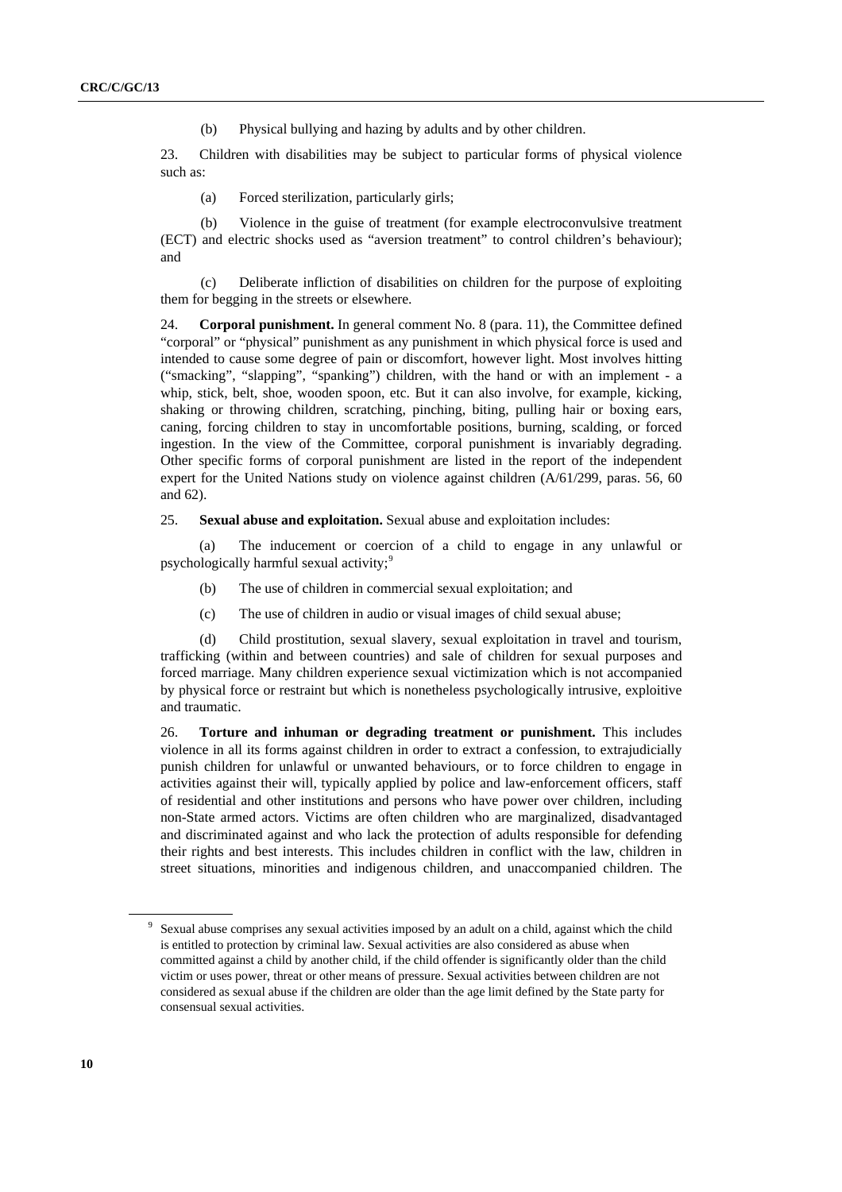(b) Physical bullying and hazing by adults and by other children.

23. Children with disabilities may be subject to particular forms of physical violence such as:

(a) Forced sterilization, particularly girls;

(b) Violence in the guise of treatment (for example electroconvulsive treatment (ECT) and electric shocks used as "aversion treatment" to control children's behaviour); and

(c) Deliberate infliction of disabilities on children for the purpose of exploiting them for begging in the streets or elsewhere.

24. **Corporal punishment.** In general comment No. 8 (para. 11), the Committee defined "corporal" or "physical" punishment as any punishment in which physical force is used and intended to cause some degree of pain or discomfort, however light. Most involves hitting ("smacking", "slapping", "spanking") children, with the hand or with an implement - a whip, stick, belt, shoe, wooden spoon, etc. But it can also involve, for example, kicking, shaking or throwing children, scratching, pinching, biting, pulling hair or boxing ears, caning, forcing children to stay in uncomfortable positions, burning, scalding, or forced ingestion. In the view of the Committee, corporal punishment is invariably degrading. Other specific forms of corporal punishment are listed in the report of the independent expert for the United Nations study on violence against children (A/61/299, paras. 56, 60 and 62).

25. **Sexual abuse and exploitation.** Sexual abuse and exploitation includes:

(a) The inducement or coercion of a child to engage in any unlawful or psychologically harmful sexual activity;[9]

(b) The use of children in commercial sexual exploitation; and

(c) The use of children in audio or visual images of child sexual abuse;

(d) Child prostitution, sexual slavery, sexual exploitation in travel and tourism, trafficking (within and between countries) and sale of children for sexual purposes and forced marriage. Many children experience sexual victimization which is not accompanied by physical force or restraint but which is nonetheless psychologically intrusive, exploitive and traumatic.

26. **Torture and inhuman or degrading treatment or punishment.** This includes violence in all its forms against children in order to extract a confession, to extrajudicially punish children for unlawful or unwanted behaviours, or to force children to engage in activities against their will, typically applied by police and law-enforcement officers, staff of residential and other institutions and persons who have power over children, including non-State armed actors. Victims are often children who are marginalized, disadvantaged and discriminated against and who lack the protection of adults responsible for defending their rights and best interests. This includes children in conflict with the law, children in street situations, minorities and indigenous children, and unaccompanied children. The

---

[9] Sexual abuse comprises any sexual activities imposed by an adult on a child, against which the child is entitled to protection by criminal law. Sexual activities are also considered as abuse when committed against a child by another child, if the child offender is significantly older than the child victim or uses power, threat or other means of pressure. Sexual activities between children are not considered as sexual abuse if the children are older than the age limit defined by the State party for consensual sexual activities.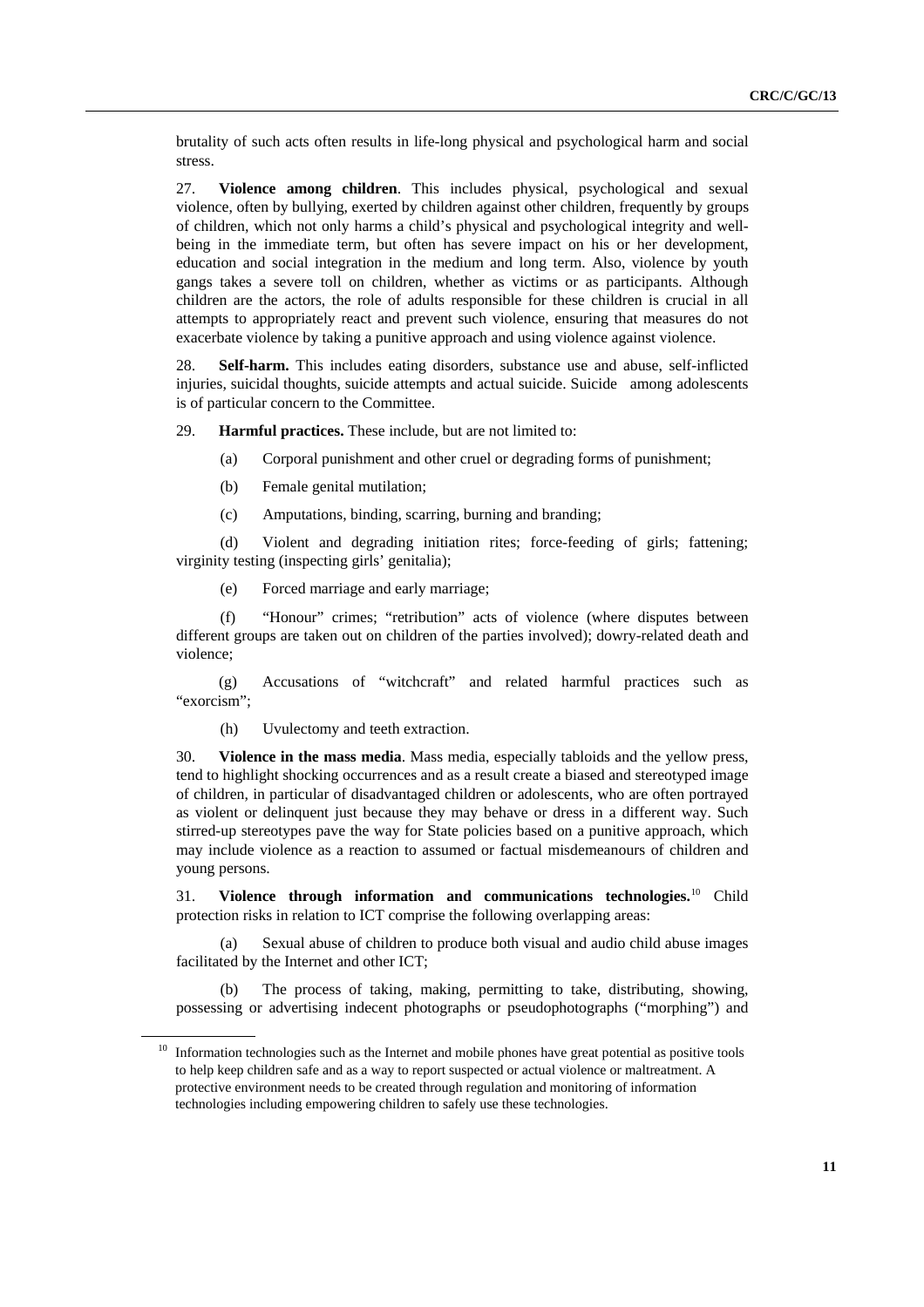brutality of such acts often results in life-long physical and psychological harm and social stress.

27. **Violence among children**. This includes physical, psychological and sexual violence, often by bullying, exerted by children against other children, frequently by groups of children, which not only harms a child's physical and psychological integrity and well-being in the immediate term, but often has severe impact on his or her development, education and social integration in the medium and long term. Also, violence by youth gangs takes a severe toll on children, whether as victims or as participants. Although children are the actors, the role of adults responsible for these children is crucial in all attempts to appropriately react and prevent such violence, ensuring that measures do not exacerbate violence by taking a punitive approach and using violence against violence.

28. **Self-harm.** This includes eating disorders, substance use and abuse, self-inflicted injuries, suicidal thoughts, suicide attempts and actual suicide. Suicide among adolescents is of particular concern to the Committee.

29. **Harmful practices.** These include, but are not limited to:

(a) Corporal punishment and other cruel or degrading forms of punishment;

(b) Female genital mutilation;

(c) Amputations, binding, scarring, burning and branding;

(d) Violent and degrading initiation rites; force-feeding of girls; fattening; virginity testing (inspecting girls' genitalia);

(e) Forced marriage and early marriage;

(f) "Honour" crimes; "retribution" acts of violence (where disputes between different groups are taken out on children of the parties involved); dowry-related death and violence;

(g) Accusations of "witchcraft" and related harmful practices such as "exorcism";

(h) Uvulectomy and teeth extraction.

30. **Violence in the mass media**. Mass media, especially tabloids and the yellow press, tend to highlight shocking occurrences and as a result create a biased and stereotyped image of children, in particular of disadvantaged children or adolescents, who are often portrayed as violent or delinquent just because they may behave or dress in a different way. Such stirred-up stereotypes pave the way for State policies based on a punitive approach, which may include violence as a reaction to assumed or factual misdemeanours of children and young persons.

31. **Violence through information and communications technologies.**[10] Child protection risks in relation to ICT comprise the following overlapping areas:

(a) Sexual abuse of children to produce both visual and audio child abuse images facilitated by the Internet and other ICT;

(b) The process of taking, making, permitting to take, distributing, showing, possessing or advertising indecent photographs or pseudophotographs ("morphing") and

[10] Information technologies such as the Internet and mobile phones have great potential as positive tools to help keep children safe and as a way to report suspected or actual violence or maltreatment. A protective environment needs to be created through regulation and monitoring of information technologies including empowering children to safely use these technologies.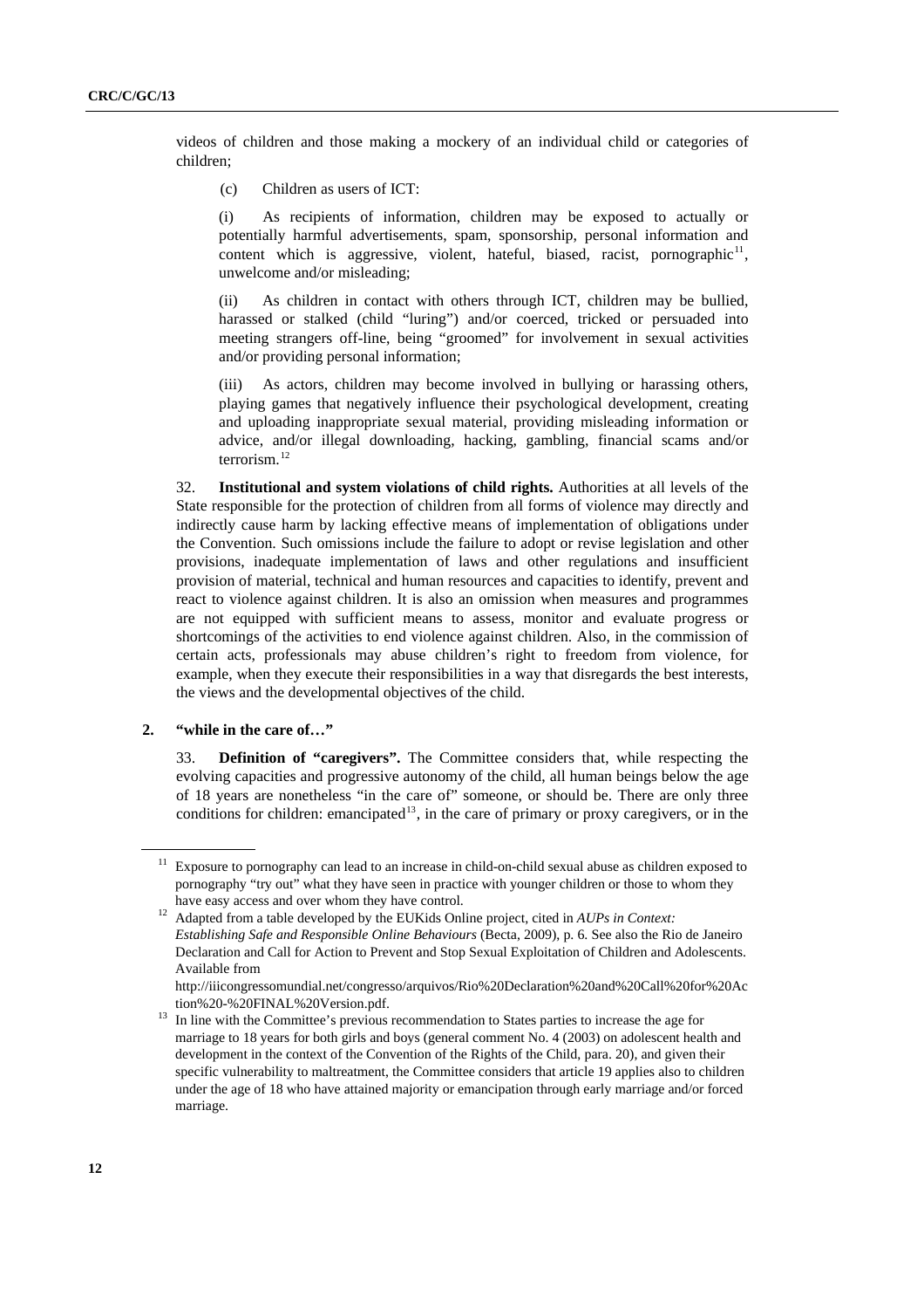videos of children and those making a mockery of an individual child or categories of children;

(c) Children as users of ICT:

(i) As recipients of information, children may be exposed to actually or potentially harmful advertisements, spam, sponsorship, personal information and content which is aggressive, violent, hateful, biased, racist, pornographic[11], unwelcome and/or misleading;

(ii) As children in contact with others through ICT, children may be bullied, harassed or stalked (child "luring") and/or coerced, tricked or persuaded into meeting strangers off-line, being "groomed" for involvement in sexual activities and/or providing personal information;

(iii) As actors, children may become involved in bullying or harassing others, playing games that negatively influence their psychological development, creating and uploading inappropriate sexual material, providing misleading information or advice, and/or illegal downloading, hacking, gambling, financial scams and/or terrorism.[12]

32. **Institutional and system violations of child rights.** Authorities at all levels of the State responsible for the protection of children from all forms of violence may directly and indirectly cause harm by lacking effective means of implementation of obligations under the Convention. Such omissions include the failure to adopt or revise legislation and other provisions, inadequate implementation of laws and other regulations and insufficient provision of material, technical and human resources and capacities to identify, prevent and react to violence against children. It is also an omission when measures and programmes are not equipped with sufficient means to assess, monitor and evaluate progress or shortcomings of the activities to end violence against children. Also, in the commission of certain acts, professionals may abuse children's right to freedom from violence, for example, when they execute their responsibilities in a way that disregards the best interests, the views and the developmental objectives of the child.

## 2. "while in the care of…"

33. **Definition of "caregivers".** The Committee considers that, while respecting the evolving capacities and progressive autonomy of the child, all human beings below the age of 18 years are nonetheless "in the care of" someone, or should be. There are only three conditions for children: emancipated[13], in the care of primary or proxy caregivers, or in the

---

[11] Exposure to pornography can lead to an increase in child-on-child sexual abuse as children exposed to pornography "try out" what they have seen in practice with younger children or those to whom they have easy access and over whom they have control.

[12] Adapted from a table developed by the EUKids Online project, cited in *AUPs in Context: Establishing Safe and Responsible Online Behaviours* (Becta, 2009), p. 6. See also the Rio de Janeiro Declaration and Call for Action to Prevent and Stop Sexual Exploitation of Children and Adolescents. Available from http://iiicongressomundial.net/congresso/arquivos/Rio%20Declaration%20and%20Call%20for%20Action%20-%20FINAL%20Version.pdf.

[13] In line with the Committee's previous recommendation to States parties to increase the age for marriage to 18 years for both girls and boys (general comment No. 4 (2003) on adolescent health and development in the context of the Convention of the Rights of the Child, para. 20), and given their specific vulnerability to maltreatment, the Committee considers that article 19 applies also to children under the age of 18 who have attained majority or emancipation through early marriage and/or forced marriage.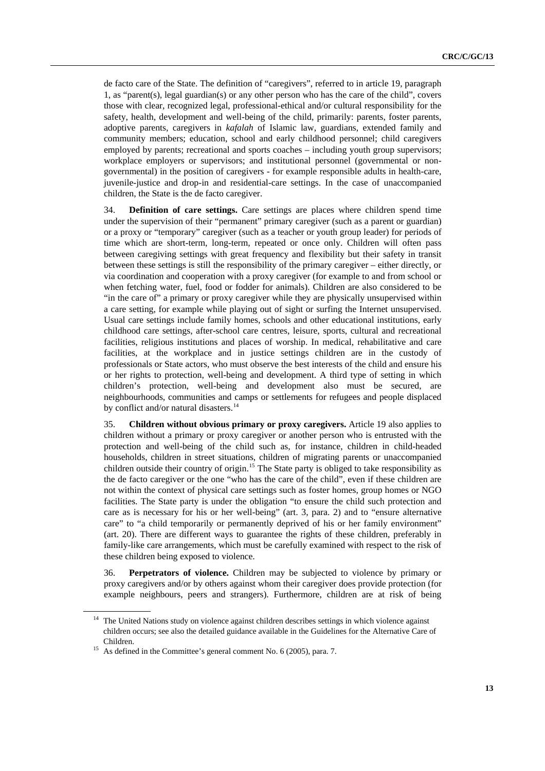de facto care of the State. The definition of "caregivers", referred to in article 19, paragraph 1, as "parent(s), legal guardian(s) or any other person who has the care of the child", covers those with clear, recognized legal, professional-ethical and/or cultural responsibility for the safety, health, development and well-being of the child, primarily: parents, foster parents, adoptive parents, caregivers in *kafalah* of Islamic law, guardians, extended family and community members; education, school and early childhood personnel; child caregivers employed by parents; recreational and sports coaches – including youth group supervisors; workplace employers or supervisors; and institutional personnel (governmental or non-governmental) in the position of caregivers - for example responsible adults in health-care, juvenile-justice and drop-in and residential-care settings. In the case of unaccompanied children, the State is the de facto caregiver.

34. **Definition of care settings.** Care settings are places where children spend time under the supervision of their "permanent" primary caregiver (such as a parent or guardian) or a proxy or "temporary" caregiver (such as a teacher or youth group leader) for periods of time which are short-term, long-term, repeated or once only. Children will often pass between caregiving settings with great frequency and flexibility but their safety in transit between these settings is still the responsibility of the primary caregiver – either directly, or via coordination and cooperation with a proxy caregiver (for example to and from school or when fetching water, fuel, food or fodder for animals). Children are also considered to be "in the care of" a primary or proxy caregiver while they are physically unsupervised within a care setting, for example while playing out of sight or surfing the Internet unsupervised. Usual care settings include family homes, schools and other educational institutions, early childhood care settings, after-school care centres, leisure, sports, cultural and recreational facilities, religious institutions and places of worship. In medical, rehabilitative and care facilities, at the workplace and in justice settings children are in the custody of professionals or State actors, who must observe the best interests of the child and ensure his or her rights to protection, well-being and development. A third type of setting in which children's protection, well-being and development also must be secured, are neighbourhoods, communities and camps or settlements for refugees and people displaced by conflict and/or natural disasters.[14]

35. **Children without obvious primary or proxy caregivers.** Article 19 also applies to children without a primary or proxy caregiver or another person who is entrusted with the protection and well-being of the child such as, for instance, children in child-headed households, children in street situations, children of migrating parents or unaccompanied children outside their country of origin.[15] The State party is obliged to take responsibility as the de facto caregiver or the one "who has the care of the child", even if these children are not within the context of physical care settings such as foster homes, group homes or NGO facilities. The State party is under the obligation "to ensure the child such protection and care as is necessary for his or her well-being" (art. 3, para. 2) and to "ensure alternative care" to "a child temporarily or permanently deprived of his or her family environment" (art. 20). There are different ways to guarantee the rights of these children, preferably in family-like care arrangements, which must be carefully examined with respect to the risk of these children being exposed to violence.

36. **Perpetrators of violence.** Children may be subjected to violence by primary or proxy caregivers and/or by others against whom their caregiver does provide protection (for example neighbours, peers and strangers). Furthermore, children are at risk of being

---

[14] The United Nations study on violence against children describes settings in which violence against children occurs; see also the detailed guidance available in the Guidelines for the Alternative Care of Children.

[15] As defined in the Committee's general comment No. 6 (2005), para. 7.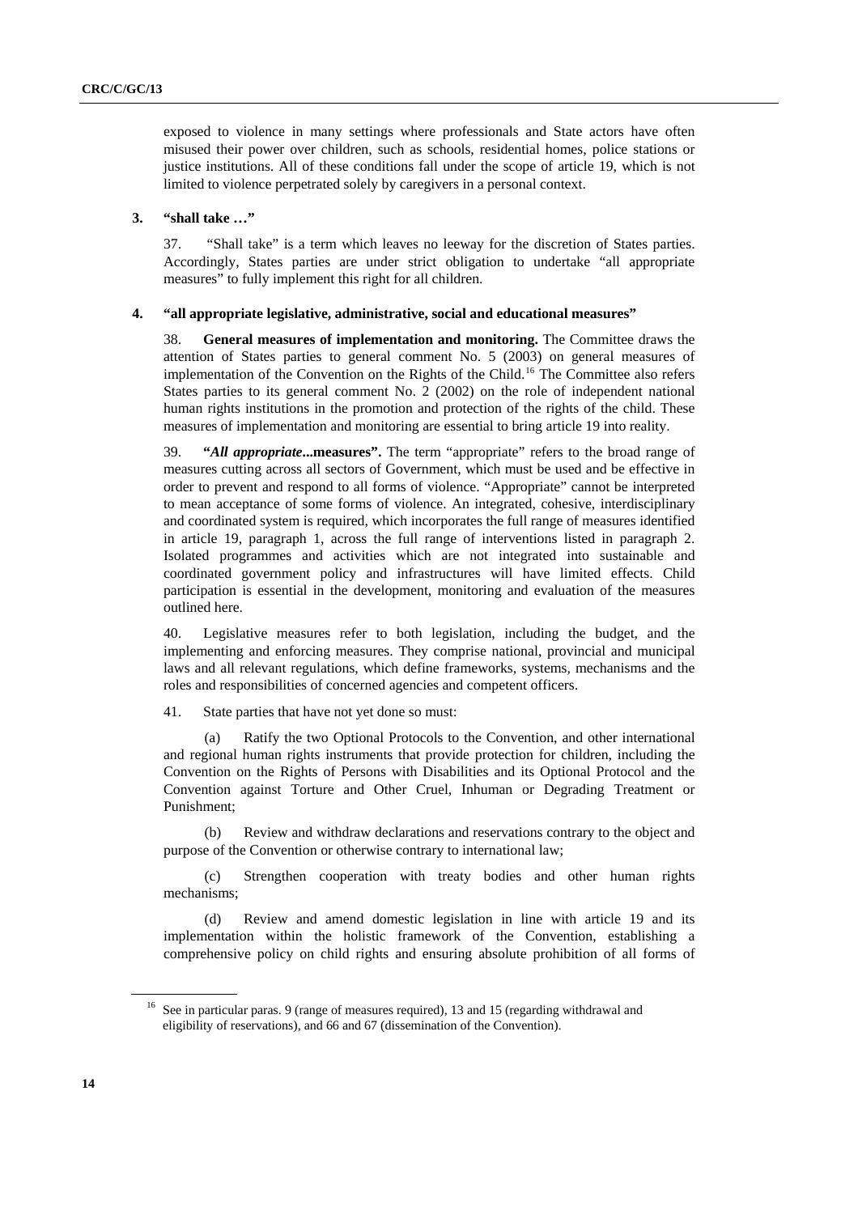exposed to violence in many settings where professionals and State actors have often misused their power over children, such as schools, residential homes, police stations or justice institutions. All of these conditions fall under the scope of article 19, which is not limited to violence perpetrated solely by caregivers in a personal context.

### 3. "shall take …"

37. "Shall take" is a term which leaves no leeway for the discretion of States parties. Accordingly, States parties are under strict obligation to undertake "all appropriate measures" to fully implement this right for all children.

### 4. "all appropriate legislative, administrative, social and educational measures"

38. **General measures of implementation and monitoring.** The Committee draws the attention of States parties to general comment No. 5 (2003) on general measures of implementation of the Convention on the Rights of the Child.[16] The Committee also refers States parties to its general comment No. 2 (2002) on the role of independent national human rights institutions in the promotion and protection of the rights of the child. These measures of implementation and monitoring are essential to bring article 19 into reality.

39. ***"All appropriate*...measures".** The term "appropriate" refers to the broad range of measures cutting across all sectors of Government, which must be used and be effective in order to prevent and respond to all forms of violence. "Appropriate" cannot be interpreted to mean acceptance of some forms of violence. An integrated, cohesive, interdisciplinary and coordinated system is required, which incorporates the full range of measures identified in article 19, paragraph 1, across the full range of interventions listed in paragraph 2. Isolated programmes and activities which are not integrated into sustainable and coordinated government policy and infrastructures will have limited effects. Child participation is essential in the development, monitoring and evaluation of the measures outlined here.

40. Legislative measures refer to both legislation, including the budget, and the implementing and enforcing measures. They comprise national, provincial and municipal laws and all relevant regulations, which define frameworks, systems, mechanisms and the roles and responsibilities of concerned agencies and competent officers.

41. State parties that have not yet done so must:

(a) Ratify the two Optional Protocols to the Convention, and other international and regional human rights instruments that provide protection for children, including the Convention on the Rights of Persons with Disabilities and its Optional Protocol and the Convention against Torture and Other Cruel, Inhuman or Degrading Treatment or Punishment;

(b) Review and withdraw declarations and reservations contrary to the object and purpose of the Convention or otherwise contrary to international law;

(c) Strengthen cooperation with treaty bodies and other human rights mechanisms;

(d) Review and amend domestic legislation in line with article 19 and its implementation within the holistic framework of the Convention, establishing a comprehensive policy on child rights and ensuring absolute prohibition of all forms of

---

[16] See in particular paras. 9 (range of measures required), 13 and 15 (regarding withdrawal and eligibility of reservations), and 66 and 67 (dissemination of the Convention).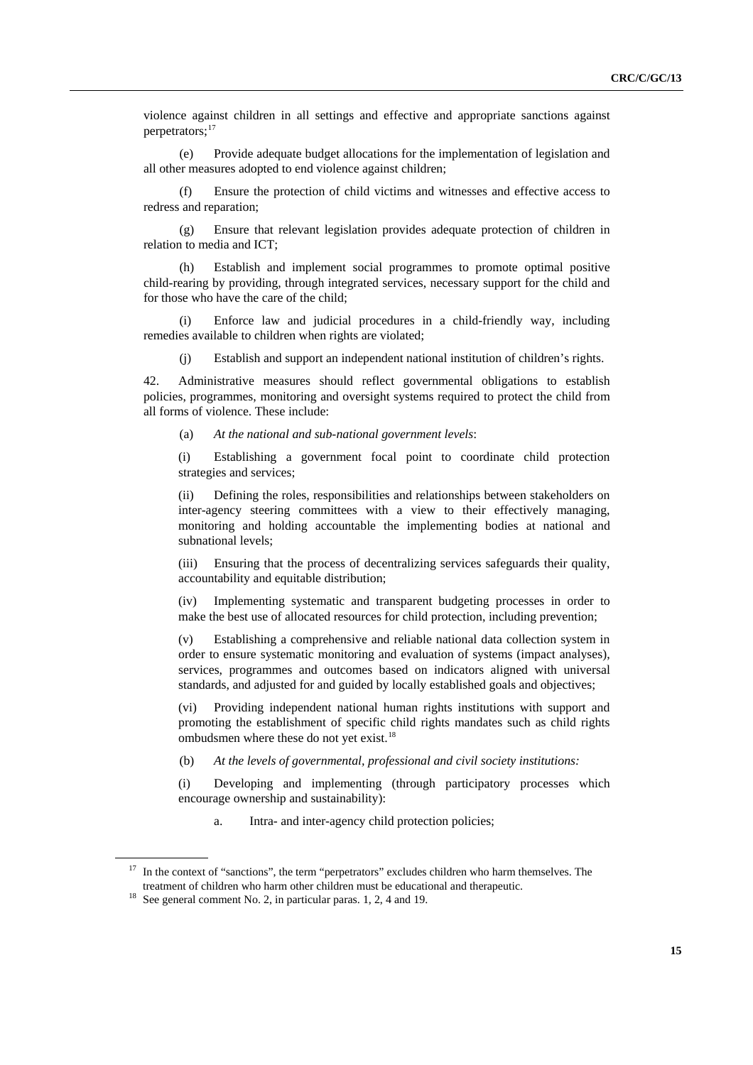violence against children in all settings and effective and appropriate sanctions against perpetrators;[17]

(e) Provide adequate budget allocations for the implementation of legislation and all other measures adopted to end violence against children;

(f) Ensure the protection of child victims and witnesses and effective access to redress and reparation;

(g) Ensure that relevant legislation provides adequate protection of children in relation to media and ICT;

(h) Establish and implement social programmes to promote optimal positive child-rearing by providing, through integrated services, necessary support for the child and for those who have the care of the child;

(i) Enforce law and judicial procedures in a child-friendly way, including remedies available to children when rights are violated;

(j) Establish and support an independent national institution of children's rights.

42. Administrative measures should reflect governmental obligations to establish policies, programmes, monitoring and oversight systems required to protect the child from all forms of violence. These include:

(a) *At the national and sub-national government levels*:

(i) Establishing a government focal point to coordinate child protection strategies and services;

(ii) Defining the roles, responsibilities and relationships between stakeholders on inter-agency steering committees with a view to their effectively managing, monitoring and holding accountable the implementing bodies at national and subnational levels;

(iii) Ensuring that the process of decentralizing services safeguards their quality, accountability and equitable distribution;

(iv) Implementing systematic and transparent budgeting processes in order to make the best use of allocated resources for child protection, including prevention;

(v) Establishing a comprehensive and reliable national data collection system in order to ensure systematic monitoring and evaluation of systems (impact analyses), services, programmes and outcomes based on indicators aligned with universal standards, and adjusted for and guided by locally established goals and objectives;

(vi) Providing independent national human rights institutions with support and promoting the establishment of specific child rights mandates such as child rights ombudsmen where these do not yet exist.[18]

(b) *At the levels of governmental, professional and civil society institutions:*

(i) Developing and implementing (through participatory processes which encourage ownership and sustainability):

a. Intra- and inter-agency child protection policies;

---

[17] In the context of "sanctions", the term "perpetrators" excludes children who harm themselves. The treatment of children who harm other children must be educational and therapeutic.

[18] See general comment No. 2, in particular paras. 1, 2, 4 and 19.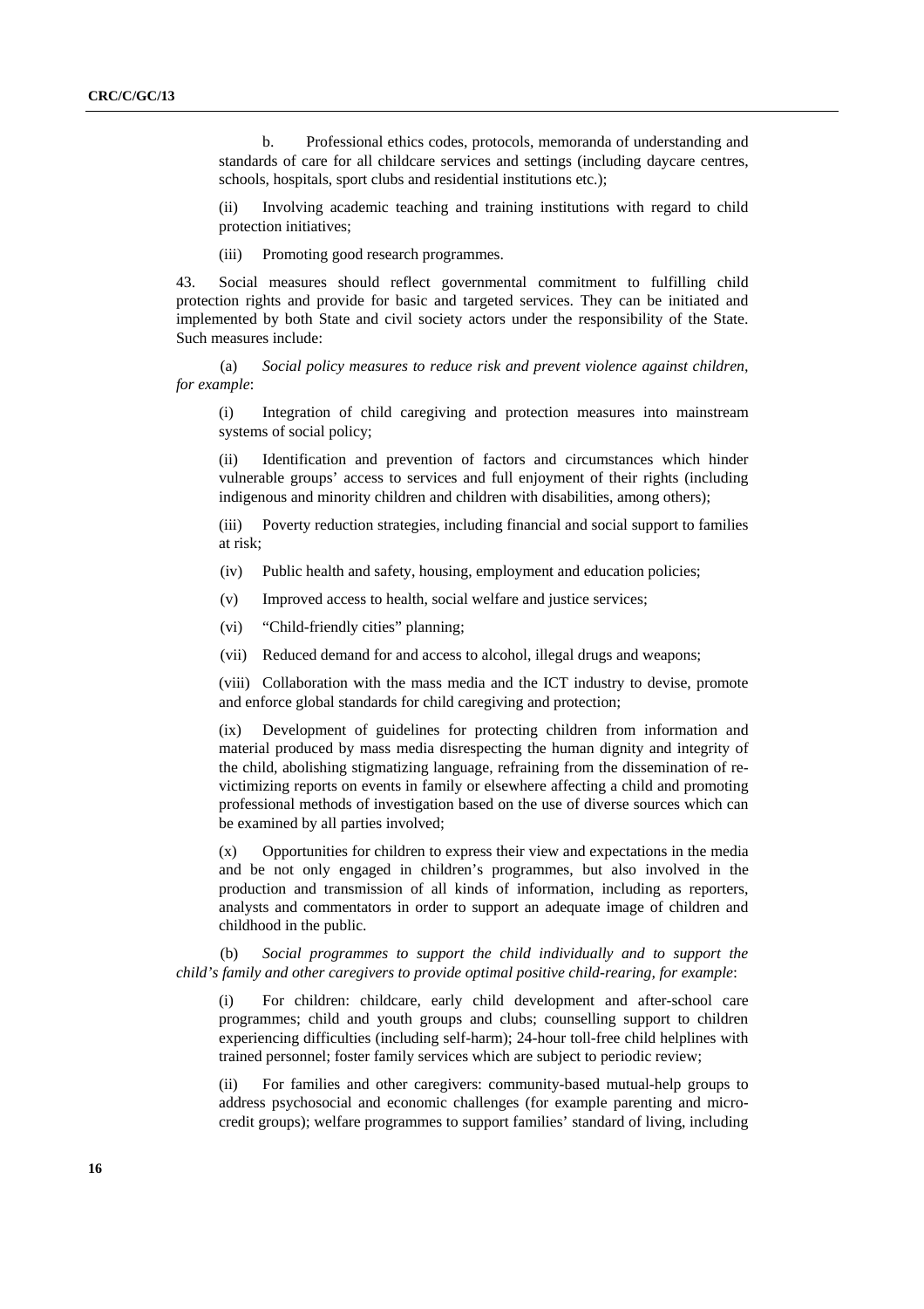b. Professional ethics codes, protocols, memoranda of understanding and standards of care for all childcare services and settings (including daycare centres, schools, hospitals, sport clubs and residential institutions etc.);

(ii) Involving academic teaching and training institutions with regard to child protection initiatives;

(iii) Promoting good research programmes.

43. Social measures should reflect governmental commitment to fulfilling child protection rights and provide for basic and targeted services. They can be initiated and implemented by both State and civil society actors under the responsibility of the State. Such measures include:

(a) *Social policy measures to reduce risk and prevent violence against children, for example*:

(i) Integration of child caregiving and protection measures into mainstream systems of social policy;

(ii) Identification and prevention of factors and circumstances which hinder vulnerable groups' access to services and full enjoyment of their rights (including indigenous and minority children and children with disabilities, among others);

(iii) Poverty reduction strategies, including financial and social support to families at risk;

(iv) Public health and safety, housing, employment and education policies;

(v) Improved access to health, social welfare and justice services;

(vi) "Child-friendly cities" planning;

(vii) Reduced demand for and access to alcohol, illegal drugs and weapons;

(viii) Collaboration with the mass media and the ICT industry to devise, promote and enforce global standards for child caregiving and protection;

(ix) Development of guidelines for protecting children from information and material produced by mass media disrespecting the human dignity and integrity of the child, abolishing stigmatizing language, refraining from the dissemination of re-victimizing reports on events in family or elsewhere affecting a child and promoting professional methods of investigation based on the use of diverse sources which can be examined by all parties involved;

(x) Opportunities for children to express their view and expectations in the media and be not only engaged in children's programmes, but also involved in the production and transmission of all kinds of information, including as reporters, analysts and commentators in order to support an adequate image of children and childhood in the public.

(b) *Social programmes to support the child individually and to support the child's family and other caregivers to provide optimal positive child-rearing, for example*:

(i) For children: childcare, early child development and after-school care programmes; child and youth groups and clubs; counselling support to children experiencing difficulties (including self-harm); 24-hour toll-free child helplines with trained personnel; foster family services which are subject to periodic review;

(ii) For families and other caregivers: community-based mutual-help groups to address psychosocial and economic challenges (for example parenting and micro-credit groups); welfare programmes to support families' standard of living, including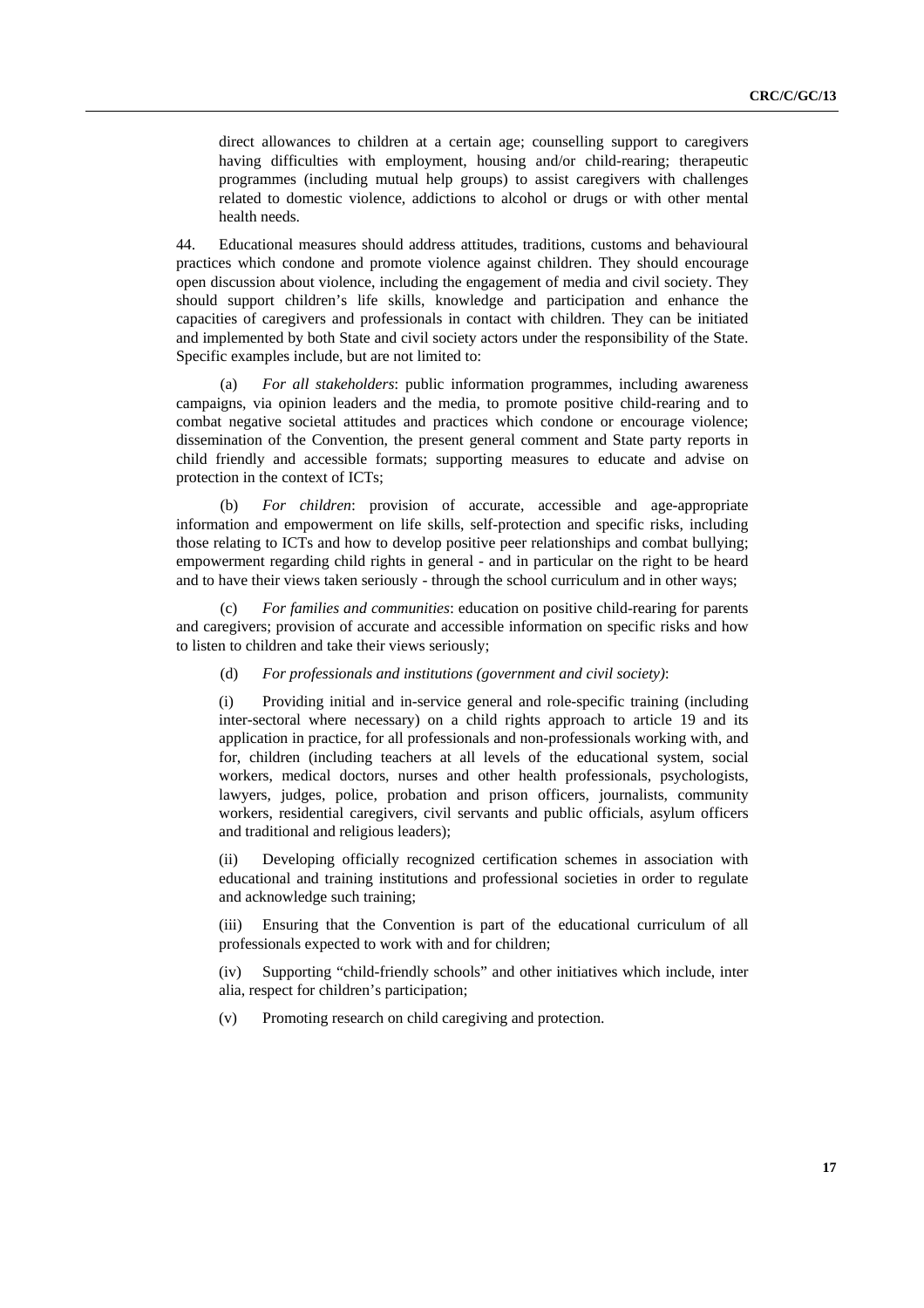direct allowances to children at a certain age; counselling support to caregivers having difficulties with employment, housing and/or child-rearing; therapeutic programmes (including mutual help groups) to assist caregivers with challenges related to domestic violence, addictions to alcohol or drugs or with other mental health needs.

44. Educational measures should address attitudes, traditions, customs and behavioural practices which condone and promote violence against children. They should encourage open discussion about violence, including the engagement of media and civil society. They should support children's life skills, knowledge and participation and enhance the capacities of caregivers and professionals in contact with children. They can be initiated and implemented by both State and civil society actors under the responsibility of the State. Specific examples include, but are not limited to:

(a) *For all stakeholders*: public information programmes, including awareness campaigns, via opinion leaders and the media, to promote positive child-rearing and to combat negative societal attitudes and practices which condone or encourage violence; dissemination of the Convention, the present general comment and State party reports in child friendly and accessible formats; supporting measures to educate and advise on protection in the context of ICTs;

(b) *For children*: provision of accurate, accessible and age-appropriate information and empowerment on life skills, self-protection and specific risks, including those relating to ICTs and how to develop positive peer relationships and combat bullying; empowerment regarding child rights in general - and in particular on the right to be heard and to have their views taken seriously - through the school curriculum and in other ways;

(c) *For families and communities*: education on positive child-rearing for parents and caregivers; provision of accurate and accessible information on specific risks and how to listen to children and take their views seriously;

(d) *For professionals and institutions (government and civil society)*:

(i) Providing initial and in-service general and role-specific training (including inter-sectoral where necessary) on a child rights approach to article 19 and its application in practice, for all professionals and non-professionals working with, and for, children (including teachers at all levels of the educational system, social workers, medical doctors, nurses and other health professionals, psychologists, lawyers, judges, police, probation and prison officers, journalists, community workers, residential caregivers, civil servants and public officials, asylum officers and traditional and religious leaders);

(ii) Developing officially recognized certification schemes in association with educational and training institutions and professional societies in order to regulate and acknowledge such training;

(iii) Ensuring that the Convention is part of the educational curriculum of all professionals expected to work with and for children;

(iv) Supporting "child-friendly schools" and other initiatives which include, inter alia, respect for children's participation;

(v) Promoting research on child caregiving and protection.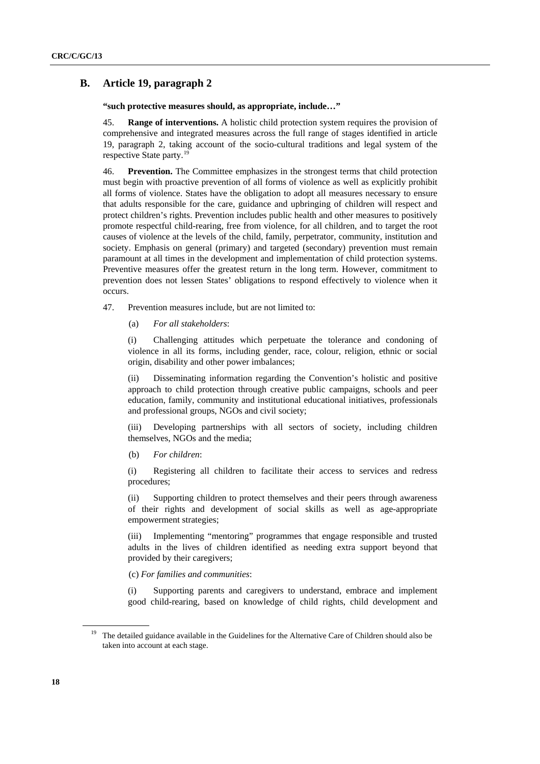## B. Article 19, paragraph 2

**"such protective measures should, as appropriate, include…"**

45. **Range of interventions.** A holistic child protection system requires the provision of comprehensive and integrated measures across the full range of stages identified in article 19, paragraph 2, taking account of the socio-cultural traditions and legal system of the respective State party.[19]

46. **Prevention.** The Committee emphasizes in the strongest terms that child protection must begin with proactive prevention of all forms of violence as well as explicitly prohibit all forms of violence. States have the obligation to adopt all measures necessary to ensure that adults responsible for the care, guidance and upbringing of children will respect and protect children's rights. Prevention includes public health and other measures to positively promote respectful child-rearing, free from violence, for all children, and to target the root causes of violence at the levels of the child, family, perpetrator, community, institution and society. Emphasis on general (primary) and targeted (secondary) prevention must remain paramount at all times in the development and implementation of child protection systems. Preventive measures offer the greatest return in the long term. However, commitment to prevention does not lessen States' obligations to respond effectively to violence when it occurs.

47. Prevention measures include, but are not limited to:

(a) *For all stakeholders*:

(i) Challenging attitudes which perpetuate the tolerance and condoning of violence in all its forms, including gender, race, colour, religion, ethnic or social origin, disability and other power imbalances;

(ii) Disseminating information regarding the Convention's holistic and positive approach to child protection through creative public campaigns, schools and peer education, family, community and institutional educational initiatives, professionals and professional groups, NGOs and civil society;

(iii) Developing partnerships with all sectors of society, including children themselves, NGOs and the media;

(b) *For children*:

(i) Registering all children to facilitate their access to services and redress procedures;

(ii) Supporting children to protect themselves and their peers through awareness of their rights and development of social skills as well as age-appropriate empowerment strategies;

(iii) Implementing "mentoring" programmes that engage responsible and trusted adults in the lives of children identified as needing extra support beyond that provided by their caregivers;

(c) *For families and communities*:

(i) Supporting parents and caregivers to understand, embrace and implement good child-rearing, based on knowledge of child rights, child development and

[19] The detailed guidance available in the Guidelines for the Alternative Care of Children should also be taken into account at each stage.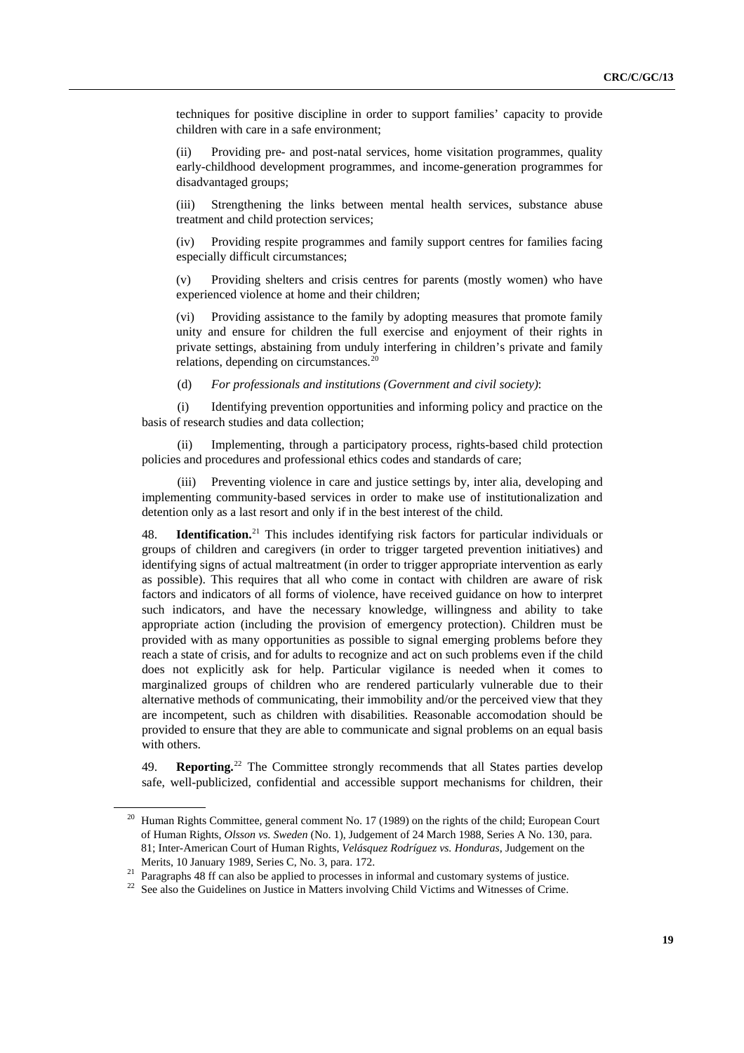techniques for positive discipline in order to support families' capacity to provide children with care in a safe environment;

(ii) Providing pre- and post-natal services, home visitation programmes, quality early-childhood development programmes, and income-generation programmes for disadvantaged groups;

(iii) Strengthening the links between mental health services, substance abuse treatment and child protection services;

(iv) Providing respite programmes and family support centres for families facing especially difficult circumstances;

(v) Providing shelters and crisis centres for parents (mostly women) who have experienced violence at home and their children;

(vi) Providing assistance to the family by adopting measures that promote family unity and ensure for children the full exercise and enjoyment of their rights in private settings, abstaining from unduly interfering in children's private and family relations, depending on circumstances.[20]

(d) *For professionals and institutions (Government and civil society)*:

(i) Identifying prevention opportunities and informing policy and practice on the basis of research studies and data collection;

(ii) Implementing, through a participatory process, rights-based child protection policies and procedures and professional ethics codes and standards of care;

(iii) Preventing violence in care and justice settings by, inter alia, developing and implementing community-based services in order to make use of institutionalization and detention only as a last resort and only if in the best interest of the child.

48. **Identification.**[21] This includes identifying risk factors for particular individuals or groups of children and caregivers (in order to trigger targeted prevention initiatives) and identifying signs of actual maltreatment (in order to trigger appropriate intervention as early as possible). This requires that all who come in contact with children are aware of risk factors and indicators of all forms of violence, have received guidance on how to interpret such indicators, and have the necessary knowledge, willingness and ability to take appropriate action (including the provision of emergency protection). Children must be provided with as many opportunities as possible to signal emerging problems before they reach a state of crisis, and for adults to recognize and act on such problems even if the child does not explicitly ask for help. Particular vigilance is needed when it comes to marginalized groups of children who are rendered particularly vulnerable due to their alternative methods of communicating, their immobility and/or the perceived view that they are incompetent, such as children with disabilities. Reasonable accomodation should be provided to ensure that they are able to communicate and signal problems on an equal basis with others.

49. **Reporting.**[22] The Committee strongly recommends that all States parties develop safe, well-publicized, confidential and accessible support mechanisms for children, their

---

[20] Human Rights Committee, general comment No. 17 (1989) on the rights of the child; European Court of Human Rights, *Olsson vs. Sweden* (No. 1), Judgement of 24 March 1988, Series A No. 130, para. 81; Inter-American Court of Human Rights, *Velásquez Rodríguez vs. Honduras*, Judgement on the Merits, 10 January 1989, Series C, No. 3, para. 172.

[21] Paragraphs 48 ff can also be applied to processes in informal and customary systems of justice.

[22] See also the Guidelines on Justice in Matters involving Child Victims and Witnesses of Crime.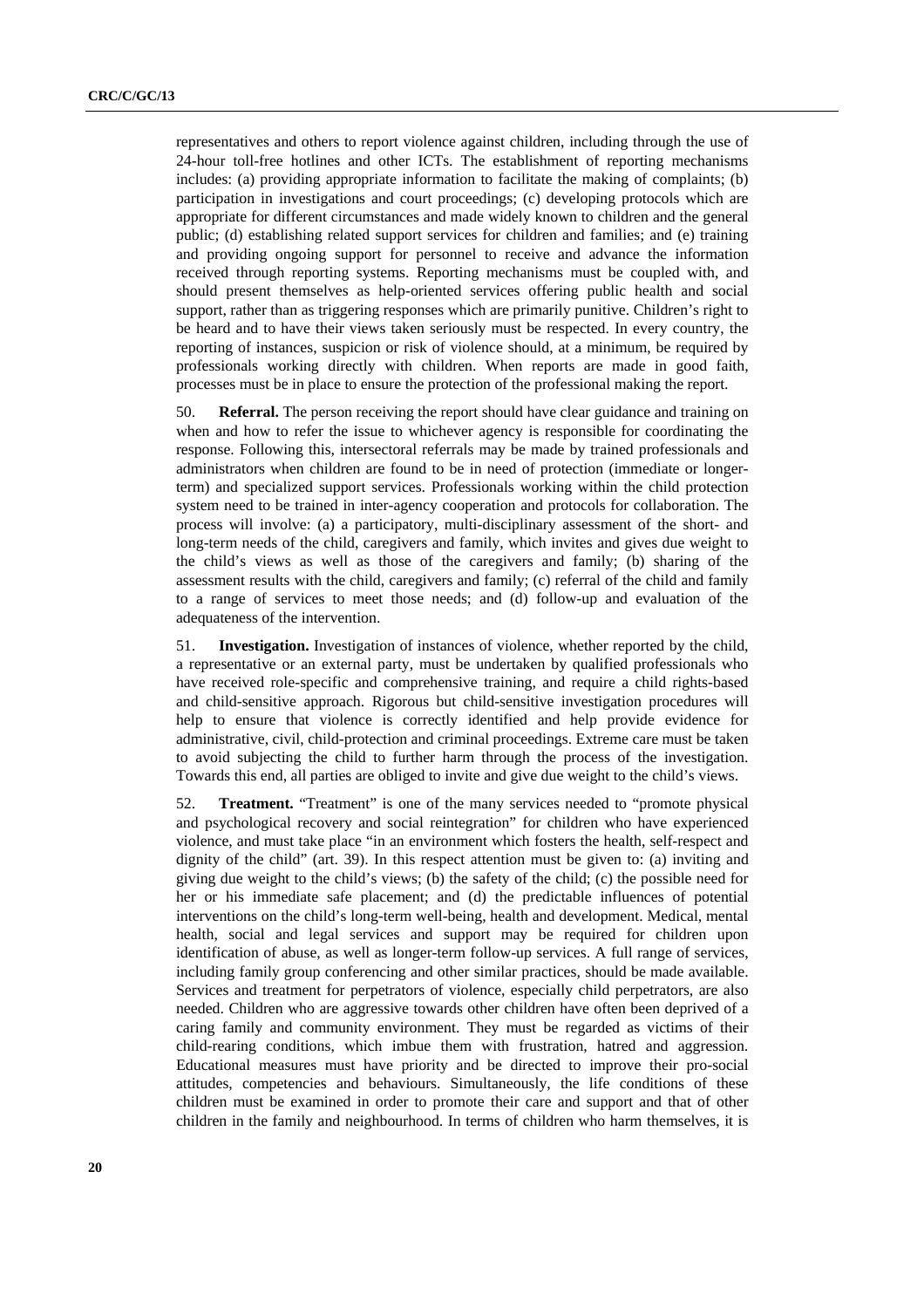representatives and others to report violence against children, including through the use of 24-hour toll-free hotlines and other ICTs. The establishment of reporting mechanisms includes: (a) providing appropriate information to facilitate the making of complaints; (b) participation in investigations and court proceedings; (c) developing protocols which are appropriate for different circumstances and made widely known to children and the general public; (d) establishing related support services for children and families; and (e) training and providing ongoing support for personnel to receive and advance the information received through reporting systems. Reporting mechanisms must be coupled with, and should present themselves as help-oriented services offering public health and social support, rather than as triggering responses which are primarily punitive. Children's right to be heard and to have their views taken seriously must be respected. In every country, the reporting of instances, suspicion or risk of violence should, at a minimum, be required by professionals working directly with children. When reports are made in good faith, processes must be in place to ensure the protection of the professional making the report.

50. **Referral.** The person receiving the report should have clear guidance and training on when and how to refer the issue to whichever agency is responsible for coordinating the response. Following this, intersectoral referrals may be made by trained professionals and administrators when children are found to be in need of protection (immediate or longer-term) and specialized support services. Professionals working within the child protection system need to be trained in inter-agency cooperation and protocols for collaboration. The process will involve: (a) a participatory, multi-disciplinary assessment of the short- and long-term needs of the child, caregivers and family, which invites and gives due weight to the child's views as well as those of the caregivers and family; (b) sharing of the assessment results with the child, caregivers and family; (c) referral of the child and family to a range of services to meet those needs; and (d) follow-up and evaluation of the adequateness of the intervention.

51. **Investigation.** Investigation of instances of violence, whether reported by the child, a representative or an external party, must be undertaken by qualified professionals who have received role-specific and comprehensive training, and require a child rights-based and child-sensitive approach. Rigorous but child-sensitive investigation procedures will help to ensure that violence is correctly identified and help provide evidence for administrative, civil, child-protection and criminal proceedings. Extreme care must be taken to avoid subjecting the child to further harm through the process of the investigation. Towards this end, all parties are obliged to invite and give due weight to the child's views.

52. **Treatment.** "Treatment" is one of the many services needed to "promote physical and psychological recovery and social reintegration" for children who have experienced violence, and must take place "in an environment which fosters the health, self-respect and dignity of the child" (art. 39). In this respect attention must be given to: (a) inviting and giving due weight to the child's views; (b) the safety of the child; (c) the possible need for her or his immediate safe placement; and (d) the predictable influences of potential interventions on the child's long-term well-being, health and development. Medical, mental health, social and legal services and support may be required for children upon identification of abuse, as well as longer-term follow-up services. A full range of services, including family group conferencing and other similar practices, should be made available. Services and treatment for perpetrators of violence, especially child perpetrators, are also needed. Children who are aggressive towards other children have often been deprived of a caring family and community environment. They must be regarded as victims of their child-rearing conditions, which imbue them with frustration, hatred and aggression. Educational measures must have priority and be directed to improve their pro-social attitudes, competencies and behaviours. Simultaneously, the life conditions of these children must be examined in order to promote their care and support and that of other children in the family and neighbourhood. In terms of children who harm themselves, it is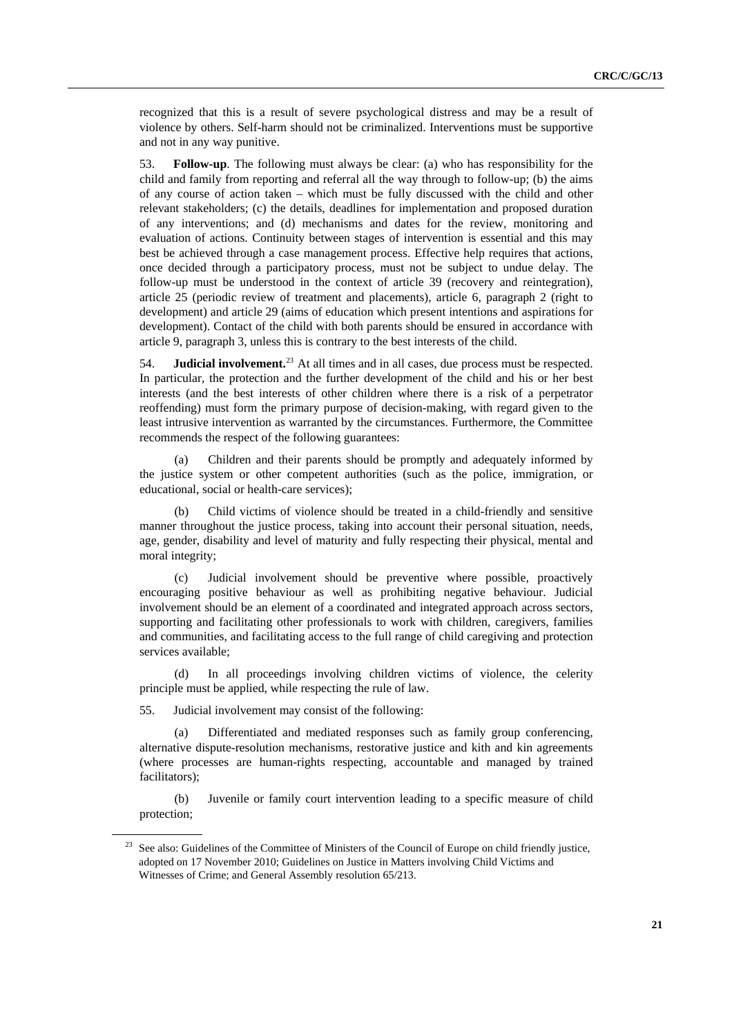recognized that this is a result of severe psychological distress and may be a result of violence by others. Self-harm should not be criminalized. Interventions must be supportive and not in any way punitive.

53. **Follow-up**. The following must always be clear: (a) who has responsibility for the child and family from reporting and referral all the way through to follow-up; (b) the aims of any course of action taken – which must be fully discussed with the child and other relevant stakeholders; (c) the details, deadlines for implementation and proposed duration of any interventions; and (d) mechanisms and dates for the review, monitoring and evaluation of actions. Continuity between stages of intervention is essential and this may best be achieved through a case management process. Effective help requires that actions, once decided through a participatory process, must not be subject to undue delay. The follow-up must be understood in the context of article 39 (recovery and reintegration), article 25 (periodic review of treatment and placements), article 6, paragraph 2 (right to development) and article 29 (aims of education which present intentions and aspirations for development). Contact of the child with both parents should be ensured in accordance with article 9, paragraph 3, unless this is contrary to the best interests of the child.

54. **Judicial involvement.**[23] At all times and in all cases, due process must be respected. In particular, the protection and the further development of the child and his or her best interests (and the best interests of other children where there is a risk of a perpetrator reoffending) must form the primary purpose of decision-making, with regard given to the least intrusive intervention as warranted by the circumstances. Furthermore, the Committee recommends the respect of the following guarantees:

(a) Children and their parents should be promptly and adequately informed by the justice system or other competent authorities (such as the police, immigration, or educational, social or health-care services);

(b) Child victims of violence should be treated in a child-friendly and sensitive manner throughout the justice process, taking into account their personal situation, needs, age, gender, disability and level of maturity and fully respecting their physical, mental and moral integrity;

(c) Judicial involvement should be preventive where possible, proactively encouraging positive behaviour as well as prohibiting negative behaviour. Judicial involvement should be an element of a coordinated and integrated approach across sectors, supporting and facilitating other professionals to work with children, caregivers, families and communities, and facilitating access to the full range of child caregiving and protection services available;

(d) In all proceedings involving children victims of violence, the celerity principle must be applied, while respecting the rule of law.

55. Judicial involvement may consist of the following:

(a) Differentiated and mediated responses such as family group conferencing, alternative dispute-resolution mechanisms, restorative justice and kith and kin agreements (where processes are human-rights respecting, accountable and managed by trained facilitators);

(b) Juvenile or family court intervention leading to a specific measure of child protection;

[23] See also: Guidelines of the Committee of Ministers of the Council of Europe on child friendly justice, adopted on 17 November 2010; Guidelines on Justice in Matters involving Child Victims and Witnesses of Crime; and General Assembly resolution 65/213.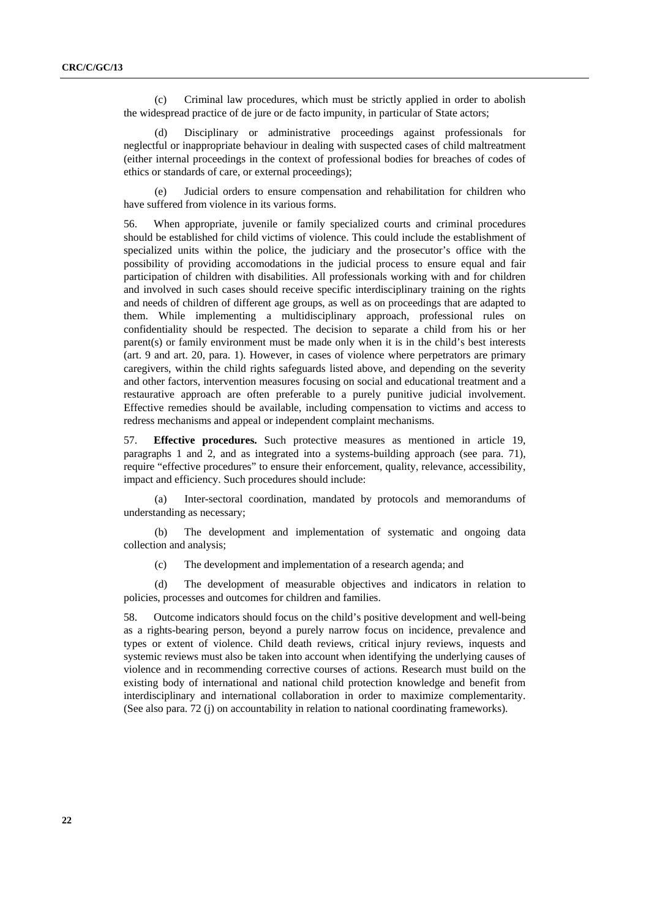(c) Criminal law procedures, which must be strictly applied in order to abolish the widespread practice of de jure or de facto impunity, in particular of State actors;

(d) Disciplinary or administrative proceedings against professionals for neglectful or inappropriate behaviour in dealing with suspected cases of child maltreatment (either internal proceedings in the context of professional bodies for breaches of codes of ethics or standards of care, or external proceedings);

(e) Judicial orders to ensure compensation and rehabilitation for children who have suffered from violence in its various forms.

56. When appropriate, juvenile or family specialized courts and criminal procedures should be established for child victims of violence. This could include the establishment of specialized units within the police, the judiciary and the prosecutor's office with the possibility of providing accomodations in the judicial process to ensure equal and fair participation of children with disabilities. All professionals working with and for children and involved in such cases should receive specific interdisciplinary training on the rights and needs of children of different age groups, as well as on proceedings that are adapted to them. While implementing a multidisciplinary approach, professional rules on confidentiality should be respected. The decision to separate a child from his or her parent(s) or family environment must be made only when it is in the child's best interests (art. 9 and art. 20, para. 1). However, in cases of violence where perpetrators are primary caregivers, within the child rights safeguards listed above, and depending on the severity and other factors, intervention measures focusing on social and educational treatment and a restaurative approach are often preferable to a purely punitive judicial involvement. Effective remedies should be available, including compensation to victims and access to redress mechanisms and appeal or independent complaint mechanisms.

57. **Effective procedures.** Such protective measures as mentioned in article 19, paragraphs 1 and 2, and as integrated into a systems-building approach (see para. 71), require "effective procedures" to ensure their enforcement, quality, relevance, accessibility, impact and efficiency. Such procedures should include:

(a) Inter-sectoral coordination, mandated by protocols and memorandums of understanding as necessary;

(b) The development and implementation of systematic and ongoing data collection and analysis;

(c) The development and implementation of a research agenda; and

(d) The development of measurable objectives and indicators in relation to policies, processes and outcomes for children and families.

58. Outcome indicators should focus on the child's positive development and well-being as a rights-bearing person, beyond a purely narrow focus on incidence, prevalence and types or extent of violence. Child death reviews, critical injury reviews, inquests and systemic reviews must also be taken into account when identifying the underlying causes of violence and in recommending corrective courses of actions. Research must build on the existing body of international and national child protection knowledge and benefit from interdisciplinary and international collaboration in order to maximize complementarity. (See also para. 72 (j) on accountability in relation to national coordinating frameworks).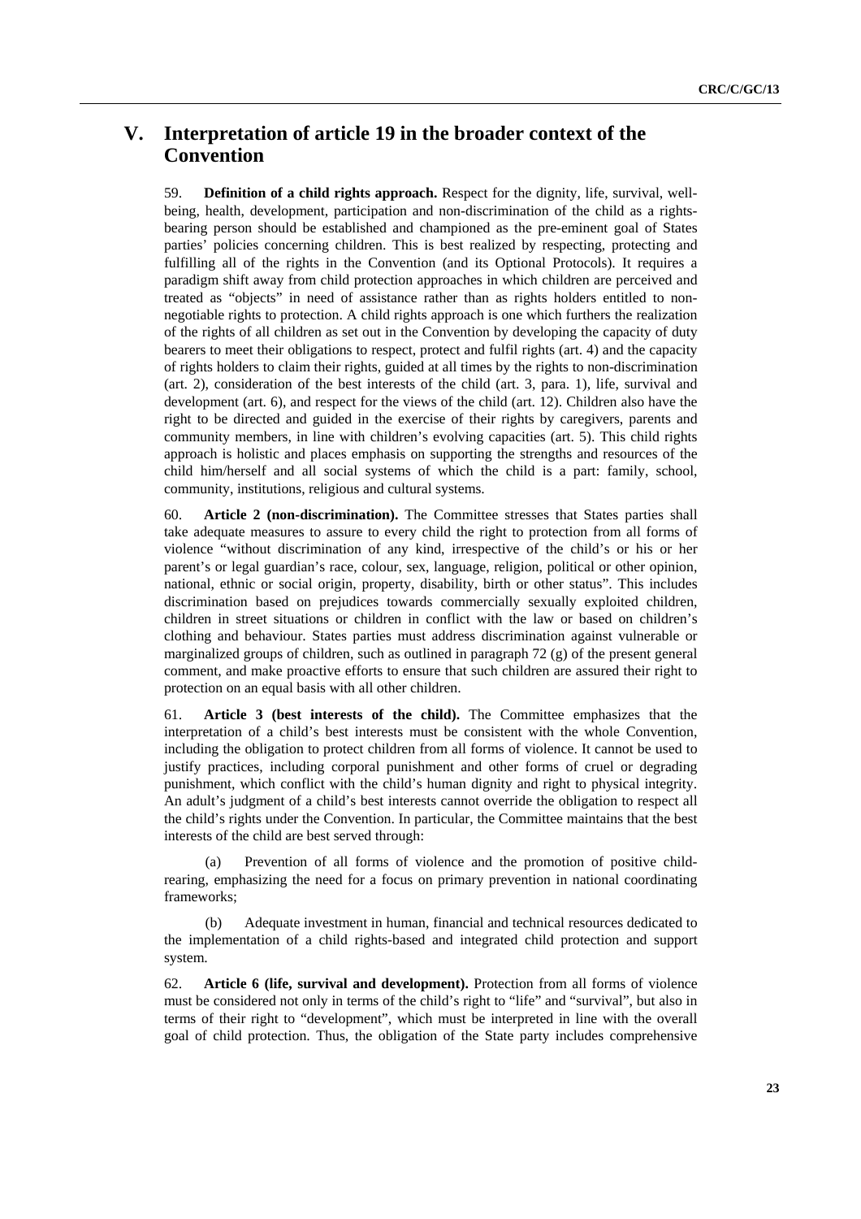# V. Interpretation of article 19 in the broader context of the Convention

59. **Definition of a child rights approach.** Respect for the dignity, life, survival, well-being, health, development, participation and non-discrimination of the child as a rights-bearing person should be established and championed as the pre-eminent goal of States parties' policies concerning children. This is best realized by respecting, protecting and fulfilling all of the rights in the Convention (and its Optional Protocols). It requires a paradigm shift away from child protection approaches in which children are perceived and treated as "objects" in need of assistance rather than as rights holders entitled to non-negotiable rights to protection. A child rights approach is one which furthers the realization of the rights of all children as set out in the Convention by developing the capacity of duty bearers to meet their obligations to respect, protect and fulfil rights (art. 4) and the capacity of rights holders to claim their rights, guided at all times by the rights to non-discrimination (art. 2), consideration of the best interests of the child (art. 3, para. 1), life, survival and development (art. 6), and respect for the views of the child (art. 12). Children also have the right to be directed and guided in the exercise of their rights by caregivers, parents and community members, in line with children's evolving capacities (art. 5). This child rights approach is holistic and places emphasis on supporting the strengths and resources of the child him/herself and all social systems of which the child is a part: family, school, community, institutions, religious and cultural systems.

60. **Article 2 (non-discrimination).** The Committee stresses that States parties shall take adequate measures to assure to every child the right to protection from all forms of violence "without discrimination of any kind, irrespective of the child's or his or her parent's or legal guardian's race, colour, sex, language, religion, political or other opinion, national, ethnic or social origin, property, disability, birth or other status". This includes discrimination based on prejudices towards commercially sexually exploited children, children in street situations or children in conflict with the law or based on children's clothing and behaviour. States parties must address discrimination against vulnerable or marginalized groups of children, such as outlined in paragraph 72 (g) of the present general comment, and make proactive efforts to ensure that such children are assured their right to protection on an equal basis with all other children.

61. **Article 3 (best interests of the child).** The Committee emphasizes that the interpretation of a child's best interests must be consistent with the whole Convention, including the obligation to protect children from all forms of violence. It cannot be used to justify practices, including corporal punishment and other forms of cruel or degrading punishment, which conflict with the child's human dignity and right to physical integrity. An adult's judgment of a child's best interests cannot override the obligation to respect all the child's rights under the Convention. In particular, the Committee maintains that the best interests of the child are best served through:

(a) Prevention of all forms of violence and the promotion of positive child-rearing, emphasizing the need for a focus on primary prevention in national coordinating frameworks;

(b) Adequate investment in human, financial and technical resources dedicated to the implementation of a child rights-based and integrated child protection and support system.

62. **Article 6 (life, survival and development).** Protection from all forms of violence must be considered not only in terms of the child's right to "life" and "survival", but also in terms of their right to "development", which must be interpreted in line with the overall goal of child protection. Thus, the obligation of the State party includes comprehensive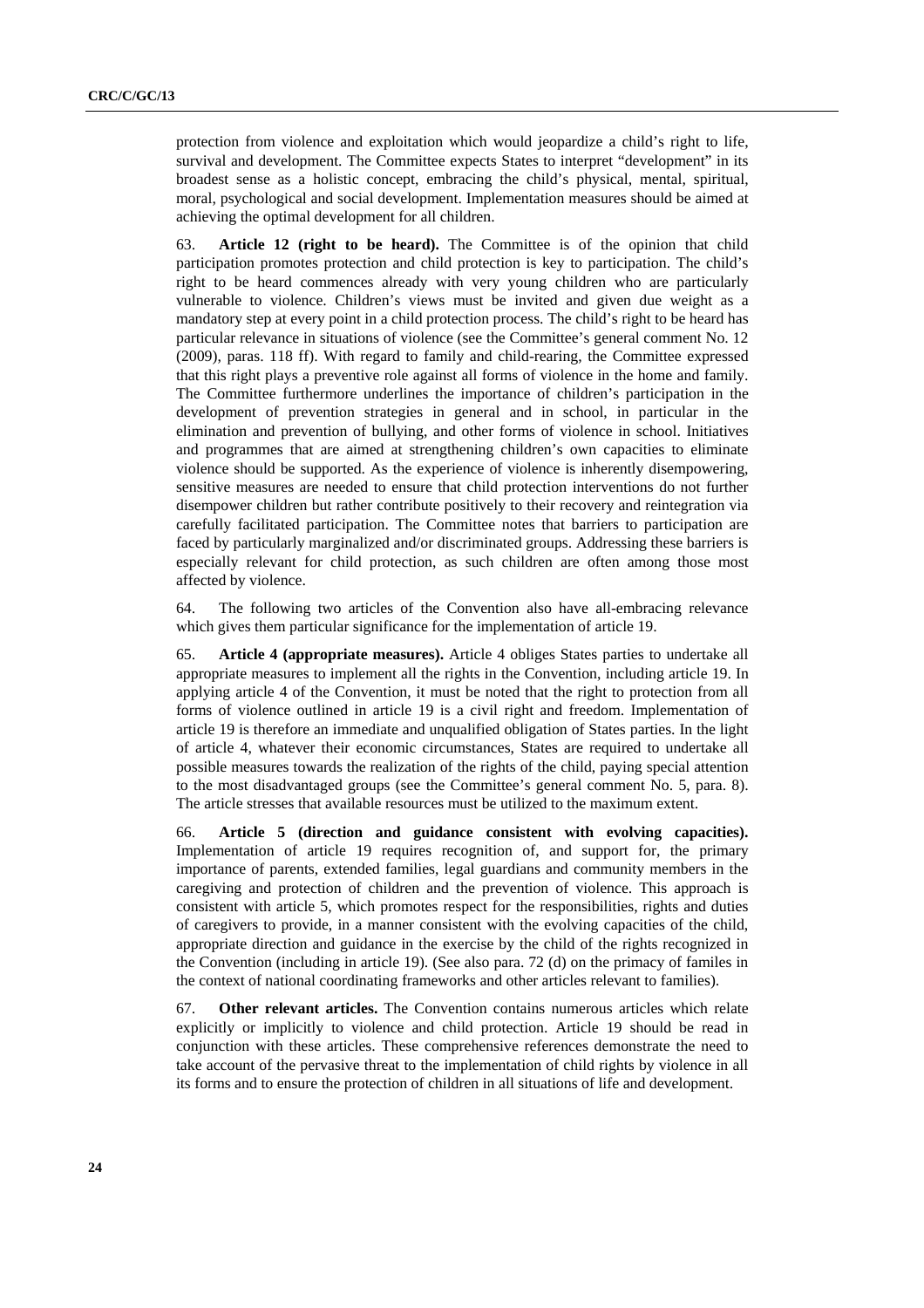protection from violence and exploitation which would jeopardize a child's right to life, survival and development. The Committee expects States to interpret "development" in its broadest sense as a holistic concept, embracing the child's physical, mental, spiritual, moral, psychological and social development. Implementation measures should be aimed at achieving the optimal development for all children.

63. **Article 12 (right to be heard).** The Committee is of the opinion that child participation promotes protection and child protection is key to participation. The child's right to be heard commences already with very young children who are particularly vulnerable to violence. Children's views must be invited and given due weight as a mandatory step at every point in a child protection process. The child's right to be heard has particular relevance in situations of violence (see the Committee's general comment No. 12 (2009), paras. 118 ff). With regard to family and child-rearing, the Committee expressed that this right plays a preventive role against all forms of violence in the home and family. The Committee furthermore underlines the importance of children's participation in the development of prevention strategies in general and in school, in particular in the elimination and prevention of bullying, and other forms of violence in school. Initiatives and programmes that are aimed at strengthening children's own capacities to eliminate violence should be supported. As the experience of violence is inherently disempowering, sensitive measures are needed to ensure that child protection interventions do not further disempower children but rather contribute positively to their recovery and reintegration via carefully facilitated participation. The Committee notes that barriers to participation are faced by particularly marginalized and/or discriminated groups. Addressing these barriers is especially relevant for child protection, as such children are often among those most affected by violence.

64. The following two articles of the Convention also have all-embracing relevance which gives them particular significance for the implementation of article 19.

65. **Article 4 (appropriate measures).** Article 4 obliges States parties to undertake all appropriate measures to implement all the rights in the Convention, including article 19. In applying article 4 of the Convention, it must be noted that the right to protection from all forms of violence outlined in article 19 is a civil right and freedom. Implementation of article 19 is therefore an immediate and unqualified obligation of States parties. In the light of article 4, whatever their economic circumstances, States are required to undertake all possible measures towards the realization of the rights of the child, paying special attention to the most disadvantaged groups (see the Committee's general comment No. 5, para. 8). The article stresses that available resources must be utilized to the maximum extent.

66. **Article 5 (direction and guidance consistent with evolving capacities).** Implementation of article 19 requires recognition of, and support for, the primary importance of parents, extended families, legal guardians and community members in the caregiving and protection of children and the prevention of violence. This approach is consistent with article 5, which promotes respect for the responsibilities, rights and duties of caregivers to provide, in a manner consistent with the evolving capacities of the child, appropriate direction and guidance in the exercise by the child of the rights recognized in the Convention (including in article 19). (See also para. 72 (d) on the primacy of familes in the context of national coordinating frameworks and other articles relevant to families).

67. **Other relevant articles.** The Convention contains numerous articles which relate explicitly or implicitly to violence and child protection. Article 19 should be read in conjunction with these articles. These comprehensive references demonstrate the need to take account of the pervasive threat to the implementation of child rights by violence in all its forms and to ensure the protection of children in all situations of life and development.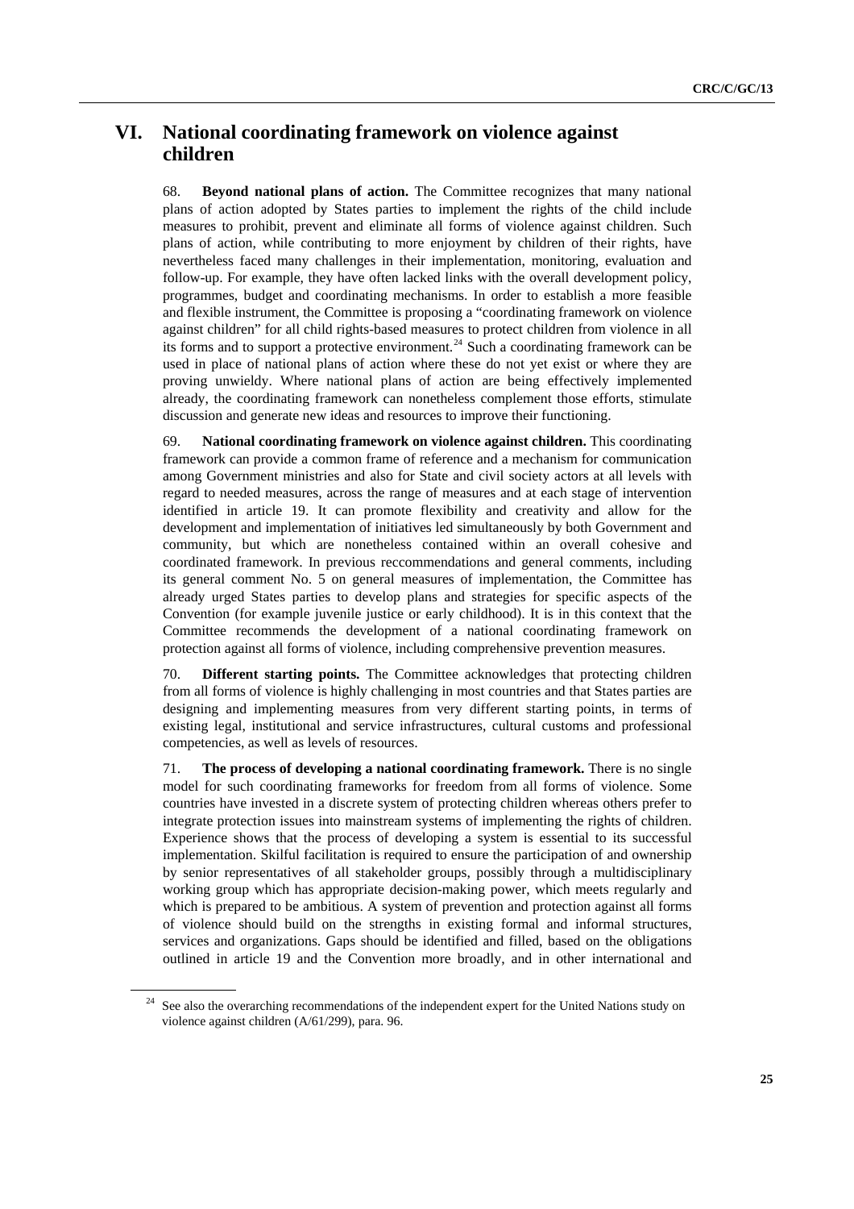# VI. National coordinating framework on violence against children

68. **Beyond national plans of action.** The Committee recognizes that many national plans of action adopted by States parties to implement the rights of the child include measures to prohibit, prevent and eliminate all forms of violence against children. Such plans of action, while contributing to more enjoyment by children of their rights, have nevertheless faced many challenges in their implementation, monitoring, evaluation and follow-up. For example, they have often lacked links with the overall development policy, programmes, budget and coordinating mechanisms. In order to establish a more feasible and flexible instrument, the Committee is proposing a "coordinating framework on violence against children" for all child rights-based measures to protect children from violence in all its forms and to support a protective environment.[24] Such a coordinating framework can be used in place of national plans of action where these do not yet exist or where they are proving unwieldy. Where national plans of action are being effectively implemented already, the coordinating framework can nonetheless complement those efforts, stimulate discussion and generate new ideas and resources to improve their functioning.

69. **National coordinating framework on violence against children.** This coordinating framework can provide a common frame of reference and a mechanism for communication among Government ministries and also for State and civil society actors at all levels with regard to needed measures, across the range of measures and at each stage of intervention identified in article 19. It can promote flexibility and creativity and allow for the development and implementation of initiatives led simultaneously by both Government and community, but which are nonetheless contained within an overall cohesive and coordinated framework. In previous reccommendations and general comments, including its general comment No. 5 on general measures of implementation, the Committee has already urged States parties to develop plans and strategies for specific aspects of the Convention (for example juvenile justice or early childhood). It is in this context that the Committee recommends the development of a national coordinating framework on protection against all forms of violence, including comprehensive prevention measures.

70. **Different starting points.** The Committee acknowledges that protecting children from all forms of violence is highly challenging in most countries and that States parties are designing and implementing measures from very different starting points, in terms of existing legal, institutional and service infrastructures, cultural customs and professional competencies, as well as levels of resources.

71. **The process of developing a national coordinating framework.** There is no single model for such coordinating frameworks for freedom from all forms of violence. Some countries have invested in a discrete system of protecting children whereas others prefer to integrate protection issues into mainstream systems of implementing the rights of children. Experience shows that the process of developing a system is essential to its successful implementation. Skilful facilitation is required to ensure the participation of and ownership by senior representatives of all stakeholder groups, possibly through a multidisciplinary working group which has appropriate decision-making power, which meets regularly and which is prepared to be ambitious. A system of prevention and protection against all forms of violence should build on the strengths in existing formal and informal structures, services and organizations. Gaps should be identified and filled, based on the obligations outlined in article 19 and the Convention more broadly, and in other international and

[24] See also the overarching recommendations of the independent expert for the United Nations study on violence against children (A/61/299), para. 96.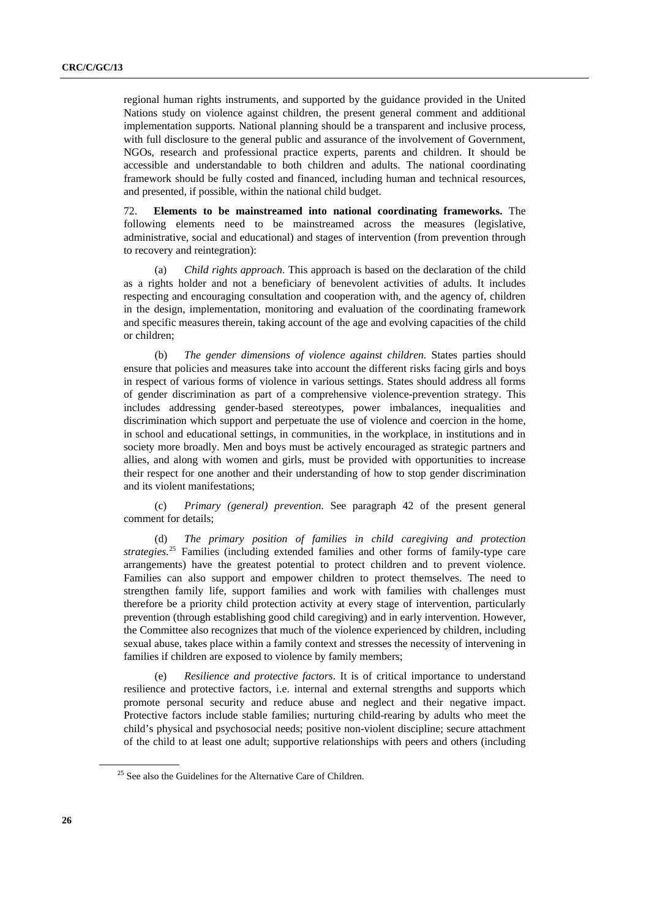regional human rights instruments, and supported by the guidance provided in the United Nations study on violence against children, the present general comment and additional implementation supports. National planning should be a transparent and inclusive process, with full disclosure to the general public and assurance of the involvement of Government, NGOs, research and professional practice experts, parents and children. It should be accessible and understandable to both children and adults. The national coordinating framework should be fully costed and financed, including human and technical resources, and presented, if possible, within the national child budget.

72. **Elements to be mainstreamed into national coordinating frameworks.** The following elements need to be mainstreamed across the measures (legislative, administrative, social and educational) and stages of intervention (from prevention through to recovery and reintegration):

(a) *Child rights approach*. This approach is based on the declaration of the child as a rights holder and not a beneficiary of benevolent activities of adults. It includes respecting and encouraging consultation and cooperation with, and the agency of, children in the design, implementation, monitoring and evaluation of the coordinating framework and specific measures therein, taking account of the age and evolving capacities of the child or children;

(b) *The gender dimensions of violence against children*. States parties should ensure that policies and measures take into account the different risks facing girls and boys in respect of various forms of violence in various settings. States should address all forms of gender discrimination as part of a comprehensive violence-prevention strategy. This includes addressing gender-based stereotypes, power imbalances, inequalities and discrimination which support and perpetuate the use of violence and coercion in the home, in school and educational settings, in communities, in the workplace, in institutions and in society more broadly. Men and boys must be actively encouraged as strategic partners and allies, and along with women and girls, must be provided with opportunities to increase their respect for one another and their understanding of how to stop gender discrimination and its violent manifestations;

(c) *Primary (general) prevention*. See paragraph 42 of the present general comment for details;

(d) *The primary position of families in child caregiving and protection strategies.*[25] Families (including extended families and other forms of family-type care arrangements) have the greatest potential to protect children and to prevent violence. Families can also support and empower children to protect themselves. The need to strengthen family life, support families and work with families with challenges must therefore be a priority child protection activity at every stage of intervention, particularly prevention (through establishing good child caregiving) and in early intervention. However, the Committee also recognizes that much of the violence experienced by children, including sexual abuse, takes place within a family context and stresses the necessity of intervening in families if children are exposed to violence by family members;

(e) *Resilience and protective factors*. It is of critical importance to understand resilience and protective factors, i.e. internal and external strengths and supports which promote personal security and reduce abuse and neglect and their negative impact. Protective factors include stable families; nurturing child-rearing by adults who meet the child's physical and psychosocial needs; positive non-violent discipline; secure attachment of the child to at least one adult; supportive relationships with peers and others (including

[25] See also the Guidelines for the Alternative Care of Children.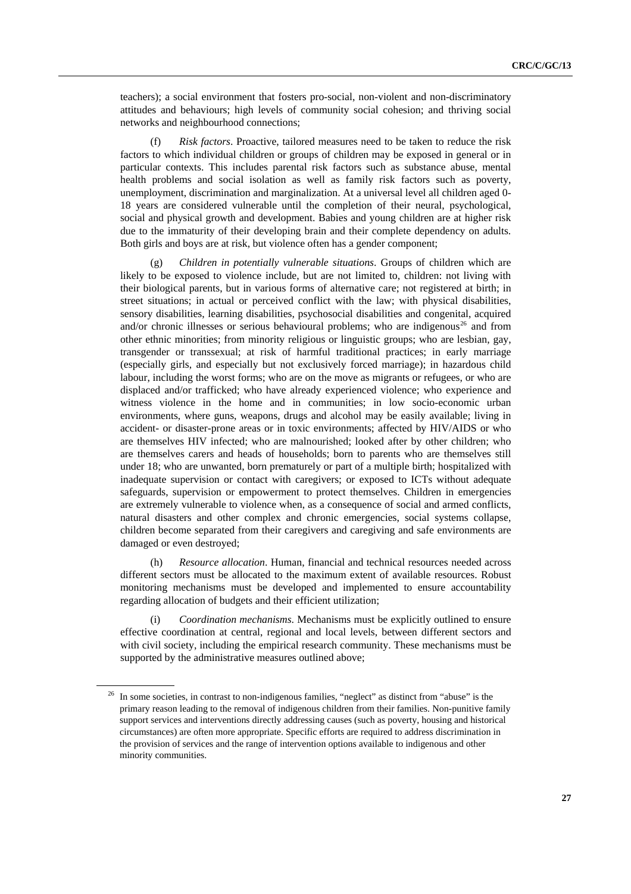teachers); a social environment that fosters pro-social, non-violent and non-discriminatory attitudes and behaviours; high levels of community social cohesion; and thriving social networks and neighbourhood connections;

(f) *Risk factors*. Proactive, tailored measures need to be taken to reduce the risk factors to which individual children or groups of children may be exposed in general or in particular contexts. This includes parental risk factors such as substance abuse, mental health problems and social isolation as well as family risk factors such as poverty, unemployment, discrimination and marginalization. At a universal level all children aged 0-18 years are considered vulnerable until the completion of their neural, psychological, social and physical growth and development. Babies and young children are at higher risk due to the immaturity of their developing brain and their complete dependency on adults. Both girls and boys are at risk, but violence often has a gender component;

(g) *Children in potentially vulnerable situations*. Groups of children which are likely to be exposed to violence include, but are not limited to, children: not living with their biological parents, but in various forms of alternative care; not registered at birth; in street situations; in actual or perceived conflict with the law; with physical disabilities, sensory disabilities, learning disabilities, psychosocial disabilities and congenital, acquired and/or chronic illnesses or serious behavioural problems; who are indigenous[26] and from other ethnic minorities; from minority religious or linguistic groups; who are lesbian, gay, transgender or transsexual; at risk of harmful traditional practices; in early marriage (especially girls, and especially but not exclusively forced marriage); in hazardous child labour, including the worst forms; who are on the move as migrants or refugees, or who are displaced and/or trafficked; who have already experienced violence; who experience and witness violence in the home and in communities; in low socio-economic urban environments, where guns, weapons, drugs and alcohol may be easily available; living in accident- or disaster-prone areas or in toxic environments; affected by HIV/AIDS or who are themselves HIV infected; who are malnourished; looked after by other children; who are themselves carers and heads of households; born to parents who are themselves still under 18; who are unwanted, born prematurely or part of a multiple birth; hospitalized with inadequate supervision or contact with caregivers; or exposed to ICTs without adequate safeguards, supervision or empowerment to protect themselves. Children in emergencies are extremely vulnerable to violence when, as a consequence of social and armed conflicts, natural disasters and other complex and chronic emergencies, social systems collapse, children become separated from their caregivers and caregiving and safe environments are damaged or even destroyed;

(h) *Resource allocation*. Human, financial and technical resources needed across different sectors must be allocated to the maximum extent of available resources. Robust monitoring mechanisms must be developed and implemented to ensure accountability regarding allocation of budgets and their efficient utilization;

(i) *Coordination mechanisms*. Mechanisms must be explicitly outlined to ensure effective coordination at central, regional and local levels, between different sectors and with civil society, including the empirical research community. These mechanisms must be supported by the administrative measures outlined above;

---

[26] In some societies, in contrast to non-indigenous families, "neglect" as distinct from "abuse" is the primary reason leading to the removal of indigenous children from their families. Non-punitive family support services and interventions directly addressing causes (such as poverty, housing and historical circumstances) are often more appropriate. Specific efforts are required to address discrimination in the provision of services and the range of intervention options available to indigenous and other minority communities.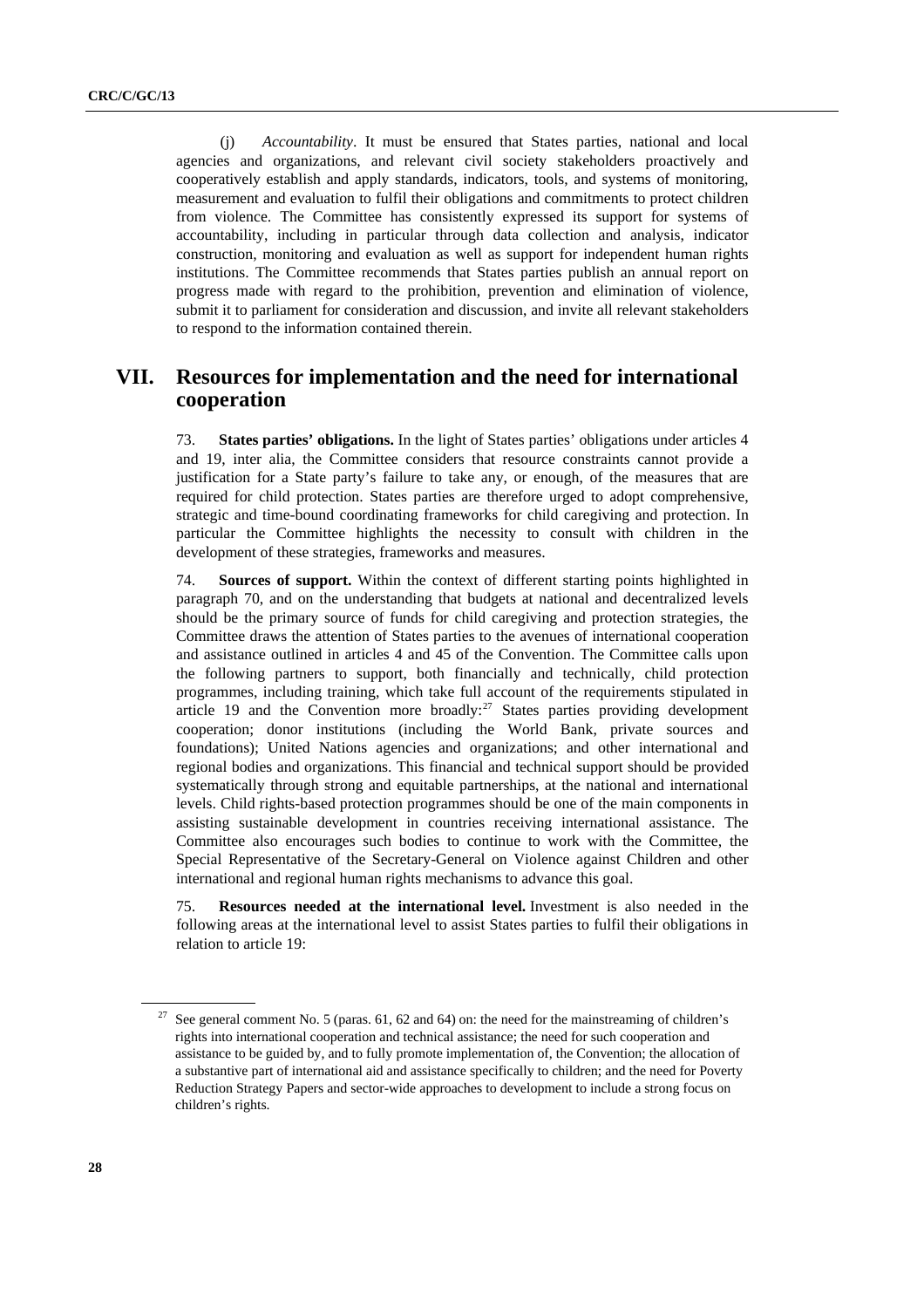(j) *Accountability*. It must be ensured that States parties, national and local agencies and organizations, and relevant civil society stakeholders proactively and cooperatively establish and apply standards, indicators, tools, and systems of monitoring, measurement and evaluation to fulfil their obligations and commitments to protect children from violence. The Committee has consistently expressed its support for systems of accountability, including in particular through data collection and analysis, indicator construction, monitoring and evaluation as well as support for independent human rights institutions. The Committee recommends that States parties publish an annual report on progress made with regard to the prohibition, prevention and elimination of violence, submit it to parliament for consideration and discussion, and invite all relevant stakeholders to respond to the information contained therein.

## VII. Resources for implementation and the need for international cooperation

73. **States parties' obligations.** In the light of States parties' obligations under articles 4 and 19, inter alia, the Committee considers that resource constraints cannot provide a justification for a State party's failure to take any, or enough, of the measures that are required for child protection. States parties are therefore urged to adopt comprehensive, strategic and time-bound coordinating frameworks for child caregiving and protection. In particular the Committee highlights the necessity to consult with children in the development of these strategies, frameworks and measures.

74. **Sources of support.** Within the context of different starting points highlighted in paragraph 70, and on the understanding that budgets at national and decentralized levels should be the primary source of funds for child caregiving and protection strategies, the Committee draws the attention of States parties to the avenues of international cooperation and assistance outlined in articles 4 and 45 of the Convention. The Committee calls upon the following partners to support, both financially and technically, child protection programmes, including training, which take full account of the requirements stipulated in article 19 and the Convention more broadly:[27] States parties providing development cooperation; donor institutions (including the World Bank, private sources and foundations); United Nations agencies and organizations; and other international and regional bodies and organizations. This financial and technical support should be provided systematically through strong and equitable partnerships, at the national and international levels. Child rights-based protection programmes should be one of the main components in assisting sustainable development in countries receiving international assistance. The Committee also encourages such bodies to continue to work with the Committee, the Special Representative of the Secretary-General on Violence against Children and other international and regional human rights mechanisms to advance this goal.

75. **Resources needed at the international level.** Investment is also needed in the following areas at the international level to assist States parties to fulfil their obligations in relation to article 19:

---

[27] See general comment No. 5 (paras. 61, 62 and 64) on: the need for the mainstreaming of children's rights into international cooperation and technical assistance; the need for such cooperation and assistance to be guided by, and to fully promote implementation of, the Convention; the allocation of a substantive part of international aid and assistance specifically to children; and the need for Poverty Reduction Strategy Papers and sector-wide approaches to development to include a strong focus on children's rights.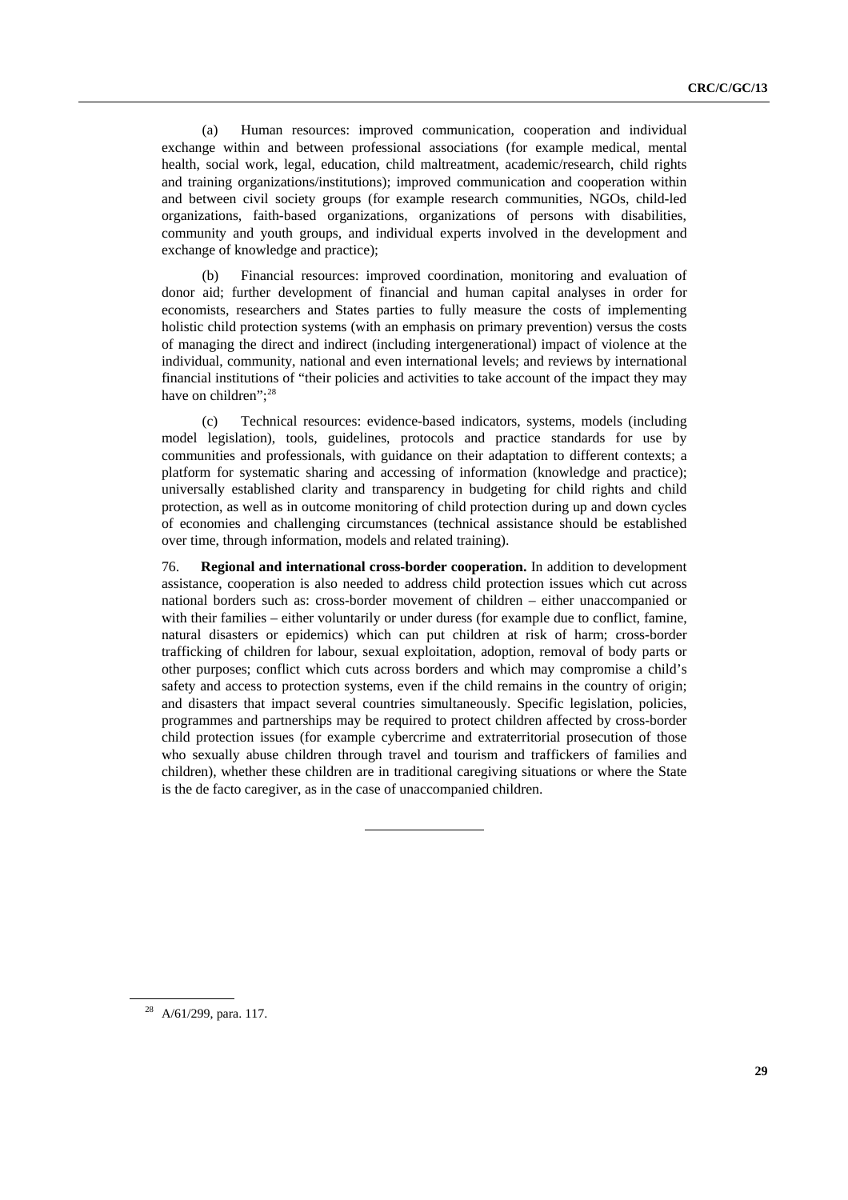(a) Human resources: improved communication, cooperation and individual exchange within and between professional associations (for example medical, mental health, social work, legal, education, child maltreatment, academic/research, child rights and training organizations/institutions); improved communication and cooperation within and between civil society groups (for example research communities, NGOs, child-led organizations, faith-based organizations, organizations of persons with disabilities, community and youth groups, and individual experts involved in the development and exchange of knowledge and practice);

(b) Financial resources: improved coordination, monitoring and evaluation of donor aid; further development of financial and human capital analyses in order for economists, researchers and States parties to fully measure the costs of implementing holistic child protection systems (with an emphasis on primary prevention) versus the costs of managing the direct and indirect (including intergenerational) impact of violence at the individual, community, national and even international levels; and reviews by international financial institutions of "their policies and activities to take account of the impact they may have on children";[28]

(c) Technical resources: evidence-based indicators, systems, models (including model legislation), tools, guidelines, protocols and practice standards for use by communities and professionals, with guidance on their adaptation to different contexts; a platform for systematic sharing and accessing of information (knowledge and practice); universally established clarity and transparency in budgeting for child rights and child protection, as well as in outcome monitoring of child protection during up and down cycles of economies and challenging circumstances (technical assistance should be established over time, through information, models and related training).

76. **Regional and international cross-border cooperation.** In addition to development assistance, cooperation is also needed to address child protection issues which cut across national borders such as: cross-border movement of children – either unaccompanied or with their families – either voluntarily or under duress (for example due to conflict, famine, natural disasters or epidemics) which can put children at risk of harm; cross-border trafficking of children for labour, sexual exploitation, adoption, removal of body parts or other purposes; conflict which cuts across borders and which may compromise a child's safety and access to protection systems, even if the child remains in the country of origin; and disasters that impact several countries simultaneously. Specific legislation, policies, programmes and partnerships may be required to protect children affected by cross-border child protection issues (for example cybercrime and extraterritorial prosecution of those who sexually abuse children through travel and tourism and traffickers of families and children), whether these children are in traditional caregiving situations or where the State is the de facto caregiver, as in the case of unaccompanied children.

---

[28] A/61/299, para. 117.